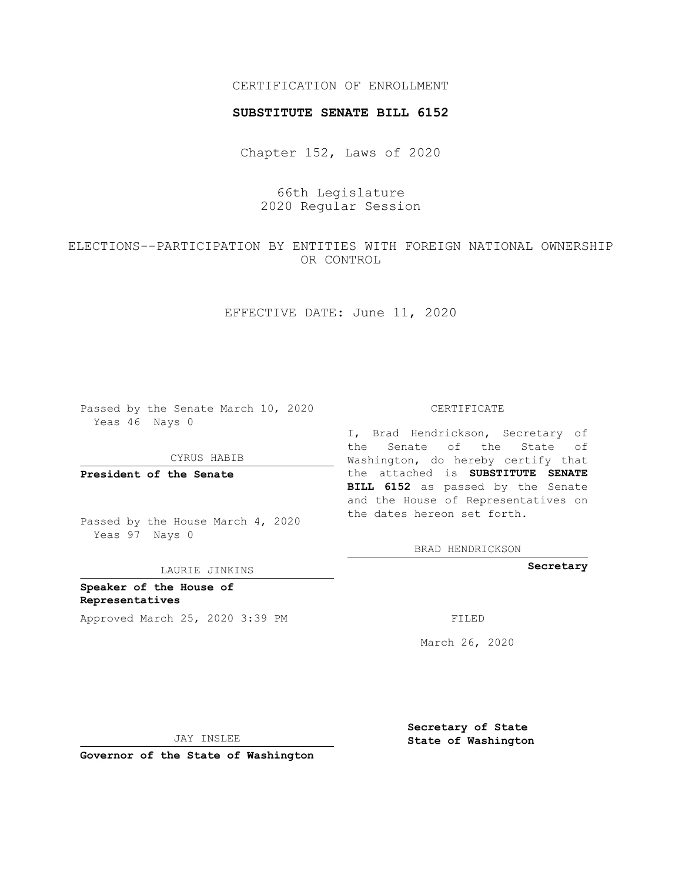CERTIFICATION OF ENROLLMENT

**SUBSTITUTE SENATE BILL 6152**

Chapter 152, Laws of 2020

66th Legislature
2020 Regular Session

ELECTIONS--PARTICIPATION BY ENTITIES WITH FOREIGN NATIONAL OWNERSHIP OR CONTROL

EFFECTIVE DATE: June 11, 2020

Passed by the Senate March 10, 2020
Yeas 46 Nays 0

CYRUS HABIB

**President of the Senate**

Passed by the House March 4, 2020
Yeas 97 Nays 0

LAURIE JINKINS

**Speaker of the House of Representatives**

Approved March 25, 2020 3:39 PM

JAY INSLEE

**Governor of the State of Washington**

CERTIFICATE

I, Brad Hendrickson, Secretary of the Senate of the State of Washington, do hereby certify that the attached is **SUBSTITUTE SENATE BILL 6152** as passed by the Senate and the House of Representatives on the dates hereon set forth.

BRAD HENDRICKSON

**Secretary**

FILED

March 26, 2020

**Secretary of State**
**State of Washington**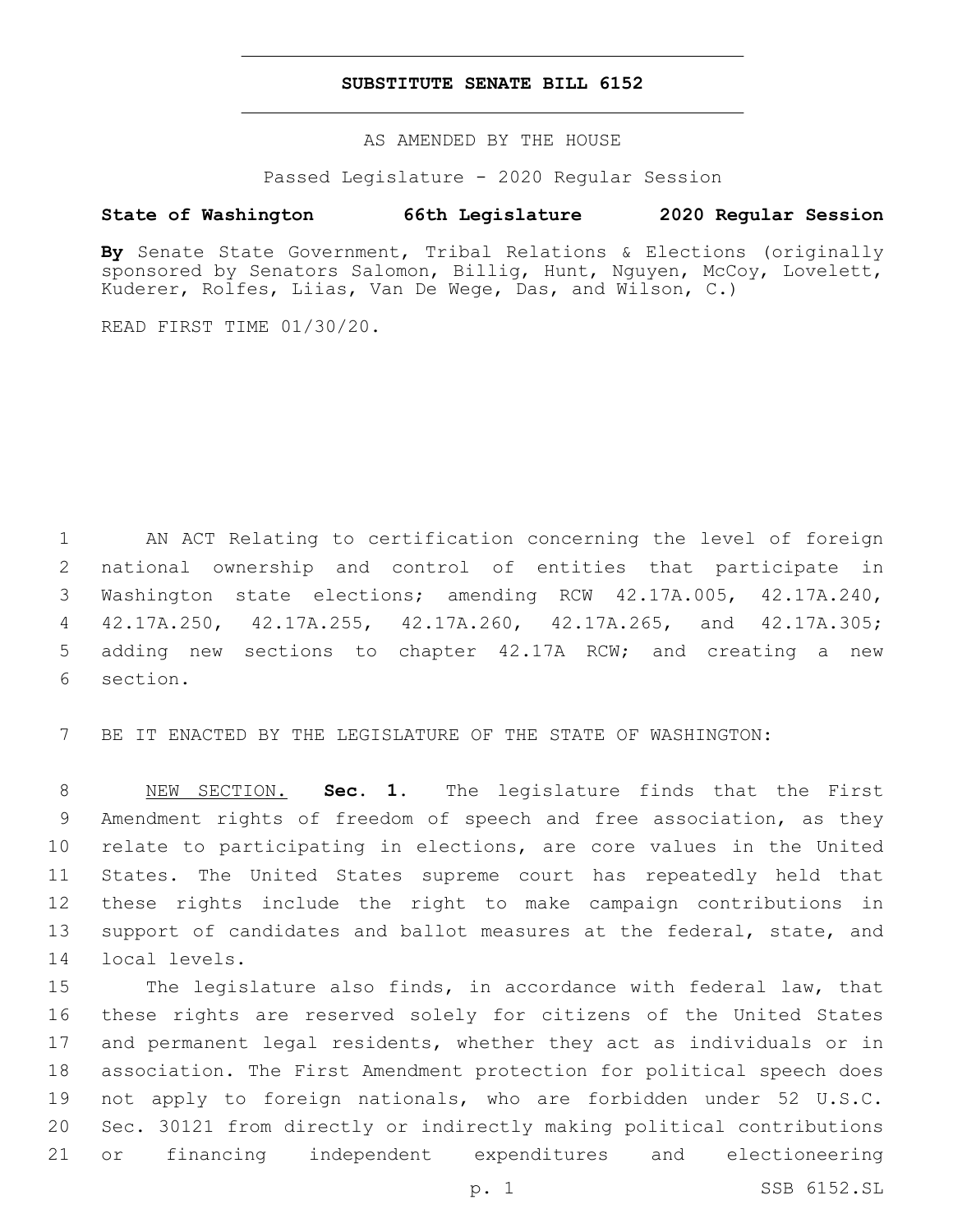# SUBSTITUTE SENATE BILL 6152

AS AMENDED BY THE HOUSE

Passed Legislature - 2020 Regular Session

**State of Washington 66th Legislature 2020 Regular Session**

**By** Senate State Government, Tribal Relations & Elections (originally sponsored by Senators Salomon, Billig, Hunt, Nguyen, McCoy, Lovelett, Kuderer, Rolfes, Liias, Van De Wege, Das, and Wilson, C.)

READ FIRST TIME 01/30/20.

AN ACT Relating to certification concerning the level of foreign national ownership and control of entities that participate in Washington state elections; amending RCW 42.17A.005, 42.17A.240, 42.17A.250, 42.17A.255, 42.17A.260, 42.17A.265, and 42.17A.305; adding new sections to chapter 42.17A RCW; and creating a new section.

BE IT ENACTED BY THE LEGISLATURE OF THE STATE OF WASHINGTON:

NEW SECTION. **Sec. 1.** The legislature finds that the First Amendment rights of freedom of speech and free association, as they relate to participating in elections, are core values in the United States. The United States supreme court has repeatedly held that these rights include the right to make campaign contributions in support of candidates and ballot measures at the federal, state, and local levels.

The legislature also finds, in accordance with federal law, that these rights are reserved solely for citizens of the United States and permanent legal residents, whether they act as individuals or in association. The First Amendment protection for political speech does not apply to foreign nationals, who are forbidden under 52 U.S.C. Sec. 30121 from directly or indirectly making political contributions or financing independent expenditures and electioneering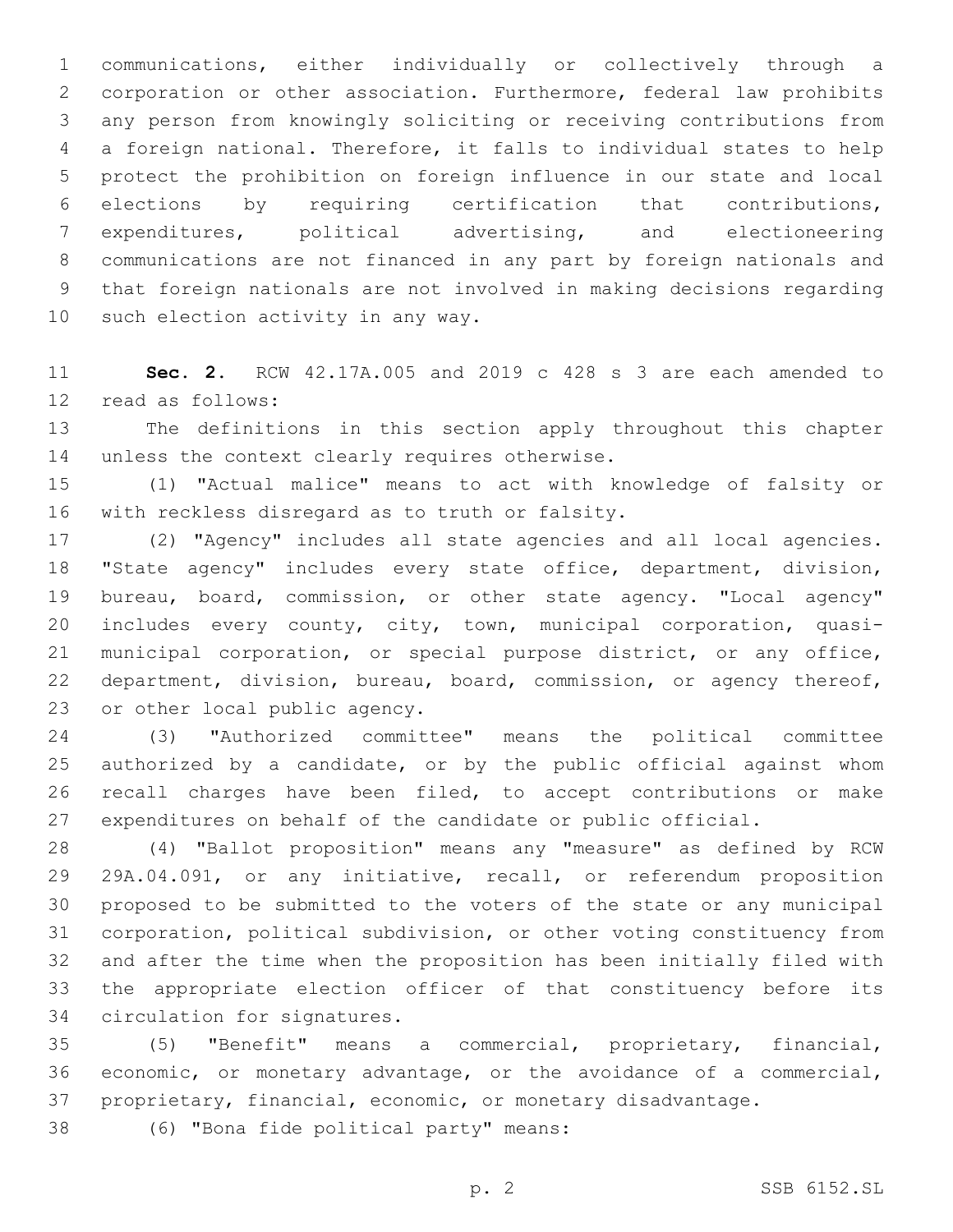communications, either individually or collectively through a corporation or other association. Furthermore, federal law prohibits any person from knowingly soliciting or receiving contributions from a foreign national. Therefore, it falls to individual states to help protect the prohibition on foreign influence in our state and local elections by requiring certification that contributions, expenditures, political advertising, and electioneering communications are not financed in any part by foreign nationals and that foreign nationals are not involved in making decisions regarding such election activity in any way.

**Sec. 2.** RCW 42.17A.005 and 2019 c 428 s 3 are each amended to read as follows:

The definitions in this section apply throughout this chapter unless the context clearly requires otherwise.

(1) "Actual malice" means to act with knowledge of falsity or with reckless disregard as to truth or falsity.

(2) "Agency" includes all state agencies and all local agencies. "State agency" includes every state office, department, division, bureau, board, commission, or other state agency. "Local agency" includes every county, city, town, municipal corporation, quasi-municipal corporation, or special purpose district, or any office, department, division, bureau, board, commission, or agency thereof, or other local public agency.

(3) "Authorized committee" means the political committee authorized by a candidate, or by the public official against whom recall charges have been filed, to accept contributions or make expenditures on behalf of the candidate or public official.

(4) "Ballot proposition" means any "measure" as defined by RCW 29A.04.091, or any initiative, recall, or referendum proposition proposed to be submitted to the voters of the state or any municipal corporation, political subdivision, or other voting constituency from and after the time when the proposition has been initially filed with the appropriate election officer of that constituency before its circulation for signatures.

(5) "Benefit" means a commercial, proprietary, financial, economic, or monetary advantage, or the avoidance of a commercial, proprietary, financial, economic, or monetary disadvantage.

(6) "Bona fide political party" means: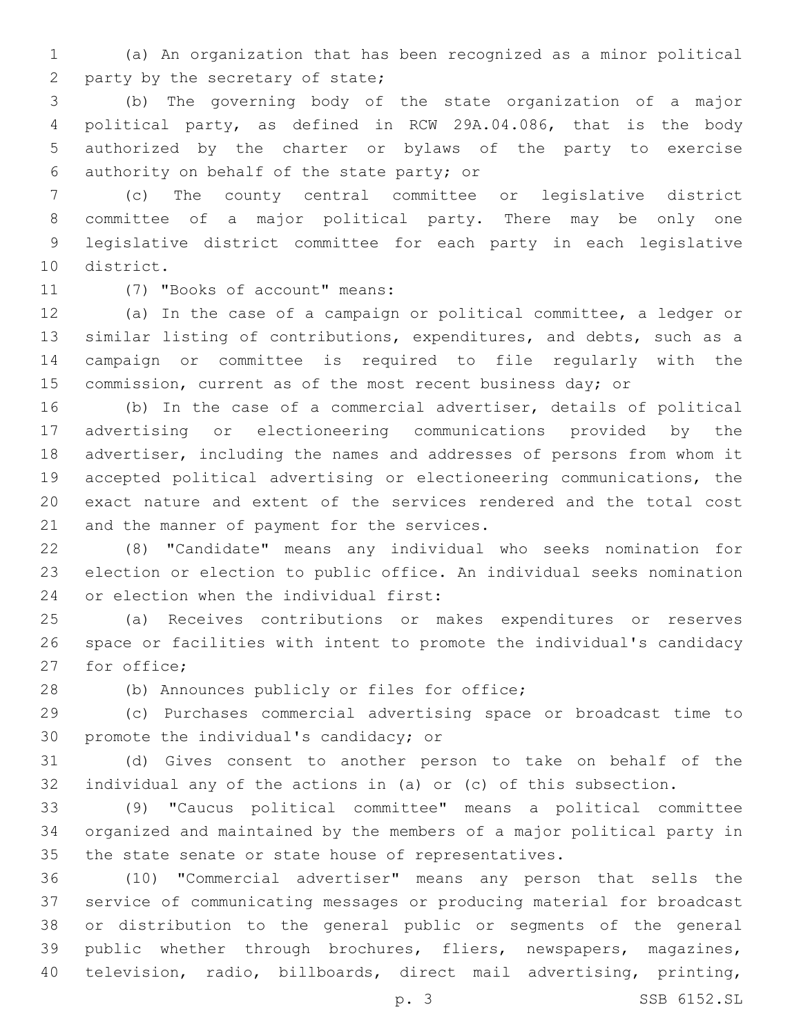(a) An organization that has been recognized as a minor political party by the secretary of state;

(b) The governing body of the state organization of a major political party, as defined in RCW 29A.04.086, that is the body authorized by the charter or bylaws of the party to exercise authority on behalf of the state party; or

(c) The county central committee or legislative district committee of a major political party. There may be only one legislative district committee for each party in each legislative district.

(7) "Books of account" means:

(a) In the case of a campaign or political committee, a ledger or similar listing of contributions, expenditures, and debts, such as a campaign or committee is required to file regularly with the commission, current as of the most recent business day; or

(b) In the case of a commercial advertiser, details of political advertising or electioneering communications provided by the advertiser, including the names and addresses of persons from whom it accepted political advertising or electioneering communications, the exact nature and extent of the services rendered and the total cost and the manner of payment for the services.

(8) "Candidate" means any individual who seeks nomination for election or election to public office. An individual seeks nomination or election when the individual first:

(a) Receives contributions or makes expenditures or reserves space or facilities with intent to promote the individual's candidacy for office;

(b) Announces publicly or files for office;

(c) Purchases commercial advertising space or broadcast time to promote the individual's candidacy; or

(d) Gives consent to another person to take on behalf of the individual any of the actions in (a) or (c) of this subsection.

(9) "Caucus political committee" means a political committee organized and maintained by the members of a major political party in the state senate or state house of representatives.

(10) "Commercial advertiser" means any person that sells the service of communicating messages or producing material for broadcast or distribution to the general public or segments of the general public whether through brochures, fliers, newspapers, magazines, television, radio, billboards, direct mail advertising, printing,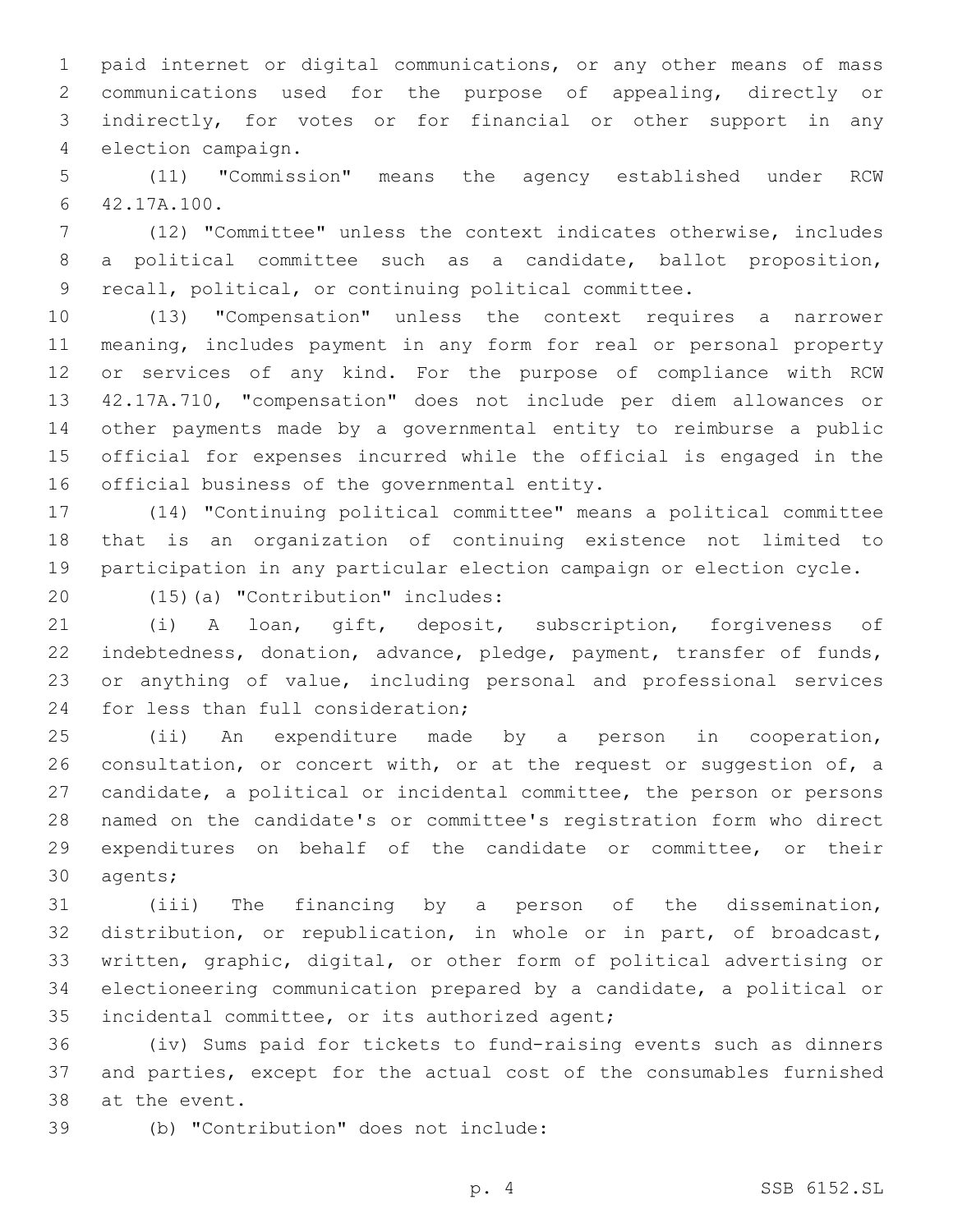paid internet or digital communications, or any other means of mass communications used for the purpose of appealing, directly or indirectly, for votes or for financial or other support in any election campaign.

(11) "Commission" means the agency established under RCW 42.17A.100.

(12) "Committee" unless the context indicates otherwise, includes a political committee such as a candidate, ballot proposition, recall, political, or continuing political committee.

(13) "Compensation" unless the context requires a narrower meaning, includes payment in any form for real or personal property or services of any kind. For the purpose of compliance with RCW 42.17A.710, "compensation" does not include per diem allowances or other payments made by a governmental entity to reimburse a public official for expenses incurred while the official is engaged in the official business of the governmental entity.

(14) "Continuing political committee" means a political committee that is an organization of continuing existence not limited to participation in any particular election campaign or election cycle.

(15)(a) "Contribution" includes:

(i) A loan, gift, deposit, subscription, forgiveness of indebtedness, donation, advance, pledge, payment, transfer of funds, or anything of value, including personal and professional services for less than full consideration;

(ii) An expenditure made by a person in cooperation, consultation, or concert with, or at the request or suggestion of, a candidate, a political or incidental committee, the person or persons named on the candidate's or committee's registration form who direct expenditures on behalf of the candidate or committee, or their agents;

(iii) The financing by a person of the dissemination, distribution, or republication, in whole or in part, of broadcast, written, graphic, digital, or other form of political advertising or electioneering communication prepared by a candidate, a political or incidental committee, or its authorized agent;

(iv) Sums paid for tickets to fund-raising events such as dinners and parties, except for the actual cost of the consumables furnished at the event.

(b) "Contribution" does not include: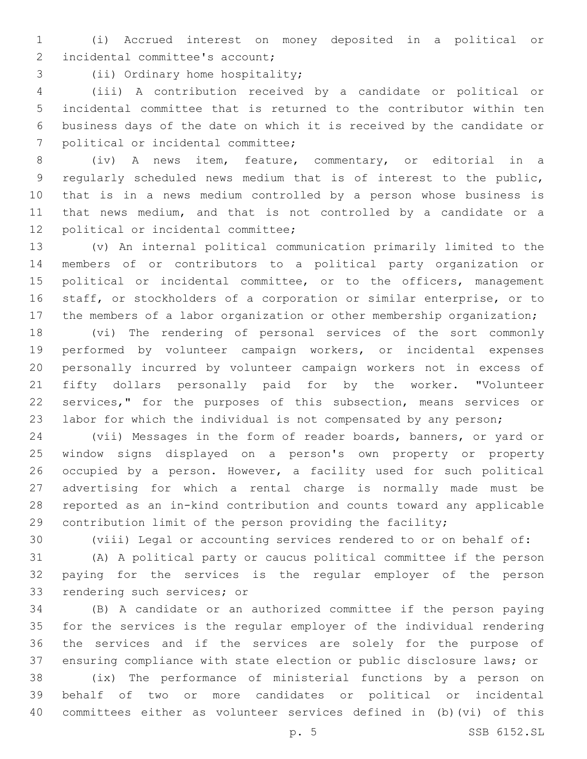(i) Accrued interest on money deposited in a political or incidental committee's account;

(ii) Ordinary home hospitality;

(iii) A contribution received by a candidate or political or incidental committee that is returned to the contributor within ten business days of the date on which it is received by the candidate or political or incidental committee;

(iv) A news item, feature, commentary, or editorial in a regularly scheduled news medium that is of interest to the public, that is in a news medium controlled by a person whose business is that news medium, and that is not controlled by a candidate or a political or incidental committee;

(v) An internal political communication primarily limited to the members of or contributors to a political party organization or political or incidental committee, or to the officers, management staff, or stockholders of a corporation or similar enterprise, or to the members of a labor organization or other membership organization;

(vi) The rendering of personal services of the sort commonly performed by volunteer campaign workers, or incidental expenses personally incurred by volunteer campaign workers not in excess of fifty dollars personally paid for by the worker. "Volunteer services," for the purposes of this subsection, means services or labor for which the individual is not compensated by any person;

(vii) Messages in the form of reader boards, banners, or yard or window signs displayed on a person's own property or property occupied by a person. However, a facility used for such political advertising for which a rental charge is normally made must be reported as an in-kind contribution and counts toward any applicable contribution limit of the person providing the facility;

(viii) Legal or accounting services rendered to or on behalf of:

(A) A political party or caucus political committee if the person paying for the services is the regular employer of the person rendering such services; or

(B) A candidate or an authorized committee if the person paying for the services is the regular employer of the individual rendering the services and if the services are solely for the purpose of ensuring compliance with state election or public disclosure laws; or

(ix) The performance of ministerial functions by a person on behalf of two or more candidates or political or incidental committees either as volunteer services defined in (b)(vi) of this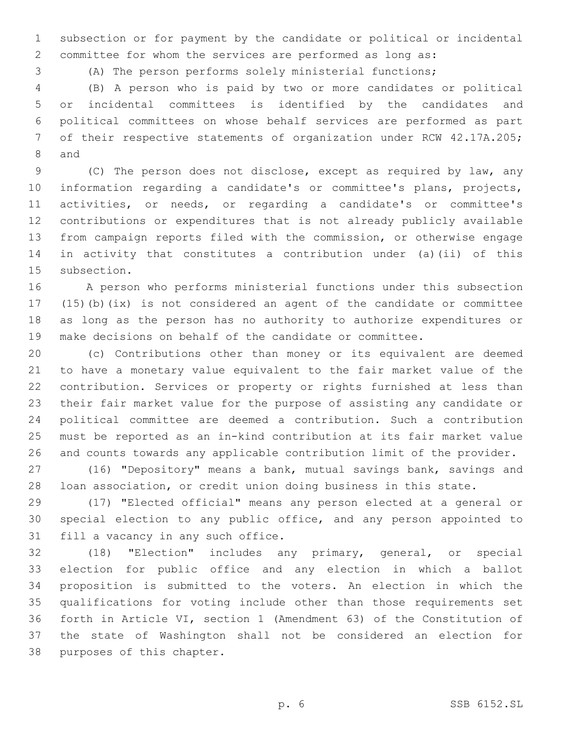subsection or for payment by the candidate or political or incidental committee for whom the services are performed as long as:

(A) The person performs solely ministerial functions;

(B) A person who is paid by two or more candidates or political or incidental committees is identified by the candidates and political committees on whose behalf services are performed as part of their respective statements of organization under RCW 42.17A.205; and

(C) The person does not disclose, except as required by law, any information regarding a candidate's or committee's plans, projects, activities, or needs, or regarding a candidate's or committee's contributions or expenditures that is not already publicly available from campaign reports filed with the commission, or otherwise engage in activity that constitutes a contribution under (a)(ii) of this subsection.

A person who performs ministerial functions under this subsection (15)(b)(ix) is not considered an agent of the candidate or committee as long as the person has no authority to authorize expenditures or make decisions on behalf of the candidate or committee.

(c) Contributions other than money or its equivalent are deemed to have a monetary value equivalent to the fair market value of the contribution. Services or property or rights furnished at less than their fair market value for the purpose of assisting any candidate or political committee are deemed a contribution. Such a contribution must be reported as an in-kind contribution at its fair market value and counts towards any applicable contribution limit of the provider.

(16) "Depository" means a bank, mutual savings bank, savings and loan association, or credit union doing business in this state.

(17) "Elected official" means any person elected at a general or special election to any public office, and any person appointed to fill a vacancy in any such office.

(18) "Election" includes any primary, general, or special election for public office and any election in which a ballot proposition is submitted to the voters. An election in which the qualifications for voting include other than those requirements set forth in Article VI, section 1 (Amendment 63) of the Constitution of the state of Washington shall not be considered an election for purposes of this chapter.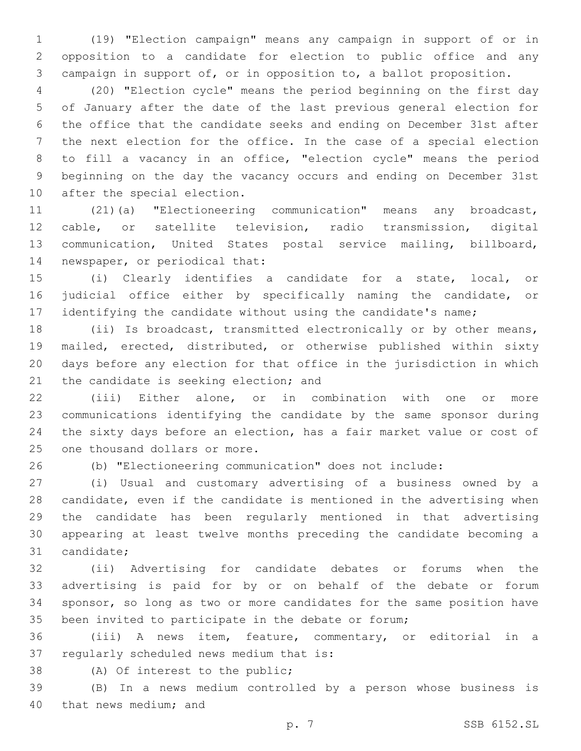(19) "Election campaign" means any campaign in support of or in opposition to a candidate for election to public office and any campaign in support of, or in opposition to, a ballot proposition.

(20) "Election cycle" means the period beginning on the first day of January after the date of the last previous general election for the office that the candidate seeks and ending on December 31st after the next election for the office. In the case of a special election to fill a vacancy in an office, "election cycle" means the period beginning on the day the vacancy occurs and ending on December 31st after the special election.

(21)(a) "Electioneering communication" means any broadcast, cable, or satellite television, radio transmission, digital communication, United States postal service mailing, billboard, newspaper, or periodical that:

(i) Clearly identifies a candidate for a state, local, or judicial office either by specifically naming the candidate, or identifying the candidate without using the candidate's name;

(ii) Is broadcast, transmitted electronically or by other means, mailed, erected, distributed, or otherwise published within sixty days before any election for that office in the jurisdiction in which the candidate is seeking election; and

(iii) Either alone, or in combination with one or more communications identifying the candidate by the same sponsor during the sixty days before an election, has a fair market value or cost of one thousand dollars or more.

(b) "Electioneering communication" does not include:

(i) Usual and customary advertising of a business owned by a candidate, even if the candidate is mentioned in the advertising when the candidate has been regularly mentioned in that advertising appearing at least twelve months preceding the candidate becoming a candidate;

(ii) Advertising for candidate debates or forums when the advertising is paid for by or on behalf of the debate or forum sponsor, so long as two or more candidates for the same position have been invited to participate in the debate or forum;

(iii) A news item, feature, commentary, or editorial in a regularly scheduled news medium that is:

(A) Of interest to the public;

(B) In a news medium controlled by a person whose business is that news medium; and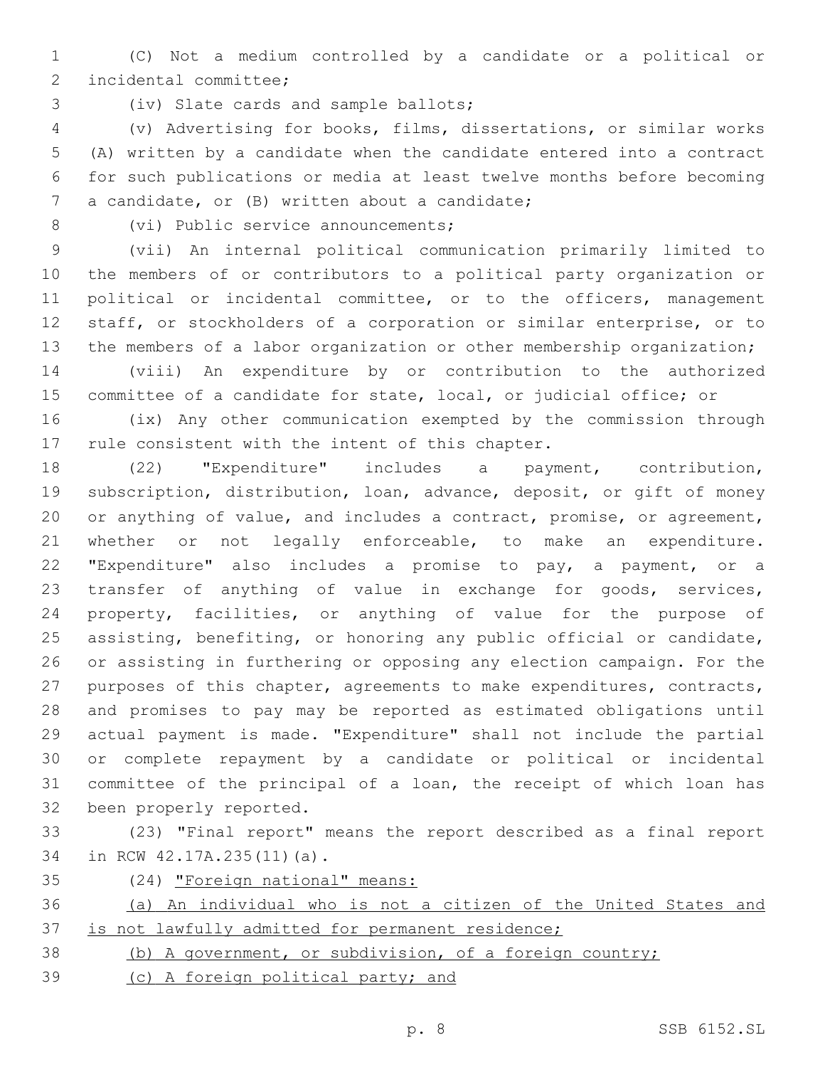(C) Not a medium controlled by a candidate or a political or incidental committee;

(iv) Slate cards and sample ballots;

(v) Advertising for books, films, dissertations, or similar works (A) written by a candidate when the candidate entered into a contract for such publications or media at least twelve months before becoming a candidate, or (B) written about a candidate;

(vi) Public service announcements;

(vii) An internal political communication primarily limited to the members of or contributors to a political party organization or political or incidental committee, or to the officers, management staff, or stockholders of a corporation or similar enterprise, or to the members of a labor organization or other membership organization;

(viii) An expenditure by or contribution to the authorized committee of a candidate for state, local, or judicial office; or

(ix) Any other communication exempted by the commission through rule consistent with the intent of this chapter.

(22) "Expenditure" includes a payment, contribution, subscription, distribution, loan, advance, deposit, or gift of money or anything of value, and includes a contract, promise, or agreement, whether or not legally enforceable, to make an expenditure. "Expenditure" also includes a promise to pay, a payment, or a transfer of anything of value in exchange for goods, services, property, facilities, or anything of value for the purpose of assisting, benefiting, or honoring any public official or candidate, or assisting in furthering or opposing any election campaign. For the purposes of this chapter, agreements to make expenditures, contracts, and promises to pay may be reported as estimated obligations until actual payment is made. "Expenditure" shall not include the partial or complete repayment by a candidate or political or incidental committee of the principal of a loan, the receipt of which loan has been properly reported.

(23) "Final report" means the report described as a final report in RCW 42.17A.235(11)(a).

(24) "Foreign national" means:

(a) An individual who is not a citizen of the United States and is not lawfully admitted for permanent residence;

(b) A government, or subdivision, of a foreign country;

(c) A foreign political party; and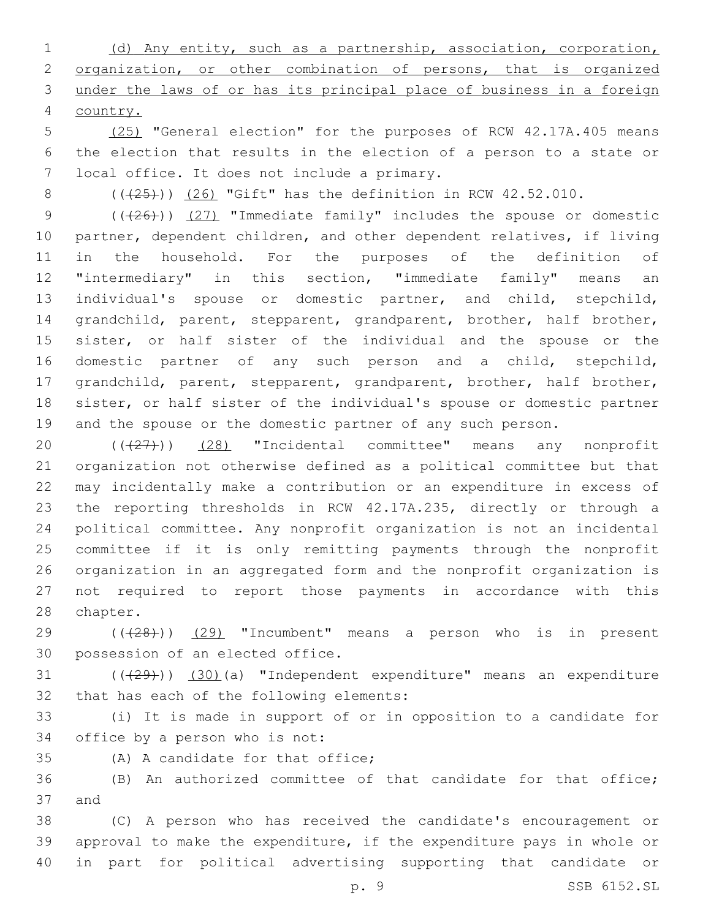(d) Any entity, such as a partnership, association, corporation, organization, or other combination of persons, that is organized under the laws of or has its principal place of business in a foreign country.

(25) "General election" for the purposes of RCW 42.17A.405 means the election that results in the election of a person to a state or local office. It does not include a primary.

(((25))) (26) "Gift" has the definition in RCW 42.52.010.

(((26))) (27) "Immediate family" includes the spouse or domestic partner, dependent children, and other dependent relatives, if living in the household. For the purposes of the definition of "intermediary" in this section, "immediate family" means an individual's spouse or domestic partner, and child, stepchild, grandchild, parent, stepparent, grandparent, brother, half brother, sister, or half sister of the individual and the spouse or the domestic partner of any such person and a child, stepchild, grandchild, parent, stepparent, grandparent, brother, half brother, sister, or half sister of the individual's spouse or domestic partner and the spouse or the domestic partner of any such person.

(((27))) (28) "Incidental committee" means any nonprofit organization not otherwise defined as a political committee but that may incidentally make a contribution or an expenditure in excess of the reporting thresholds in RCW 42.17A.235, directly or through a political committee. Any nonprofit organization is not an incidental committee if it is only remitting payments through the nonprofit organization in an aggregated form and the nonprofit organization is not required to report those payments in accordance with this chapter.

(((28))) (29) "Incumbent" means a person who is in present possession of an elected office.

(((29))) (30)(a) "Independent expenditure" means an expenditure that has each of the following elements:

(i) It is made in support of or in opposition to a candidate for office by a person who is not:

(A) A candidate for that office;

(B) An authorized committee of that candidate for that office; and

(C) A person who has received the candidate's encouragement or approval to make the expenditure, if the expenditure pays in whole or in part for political advertising supporting that candidate or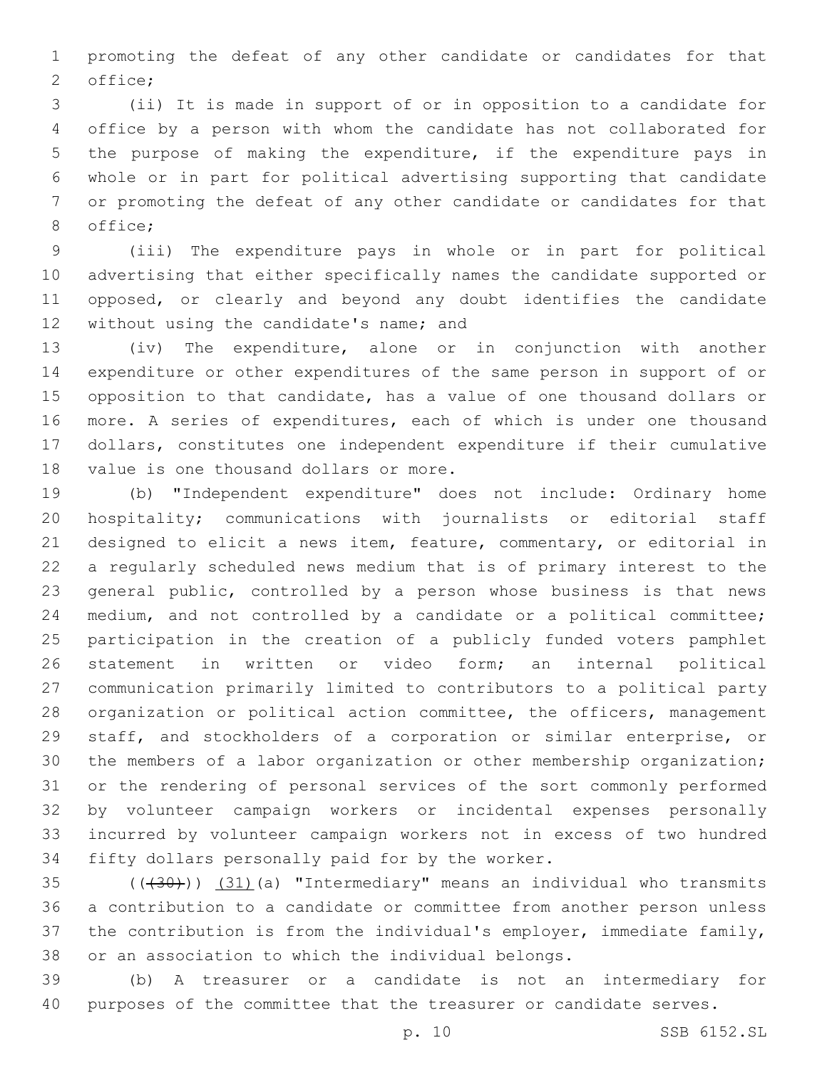promoting the defeat of any other candidate or candidates for that office;

(ii) It is made in support of or in opposition to a candidate for office by a person with whom the candidate has not collaborated for the purpose of making the expenditure, if the expenditure pays in whole or in part for political advertising supporting that candidate or promoting the defeat of any other candidate or candidates for that office;

(iii) The expenditure pays in whole or in part for political advertising that either specifically names the candidate supported or opposed, or clearly and beyond any doubt identifies the candidate without using the candidate's name; and

(iv) The expenditure, alone or in conjunction with another expenditure or other expenditures of the same person in support of or opposition to that candidate, has a value of one thousand dollars or more. A series of expenditures, each of which is under one thousand dollars, constitutes one independent expenditure if their cumulative value is one thousand dollars or more.

(b) "Independent expenditure" does not include: Ordinary home hospitality; communications with journalists or editorial staff designed to elicit a news item, feature, commentary, or editorial in a regularly scheduled news medium that is of primary interest to the general public, controlled by a person whose business is that news medium, and not controlled by a candidate or a political committee; participation in the creation of a publicly funded voters pamphlet statement in written or video form; an internal political communication primarily limited to contributors to a political party organization or political action committee, the officers, management staff, and stockholders of a corporation or similar enterprise, or the members of a labor organization or other membership organization; or the rendering of personal services of the sort commonly performed by volunteer campaign workers or incidental expenses personally incurred by volunteer campaign workers not in excess of two hundred fifty dollars personally paid for by the worker.

~~((30))~~ (31)(a) "Intermediary" means an individual who transmits a contribution to a candidate or committee from another person unless the contribution is from the individual's employer, immediate family, or an association to which the individual belongs.

(b) A treasurer or a candidate is not an intermediary for purposes of the committee that the treasurer or candidate serves.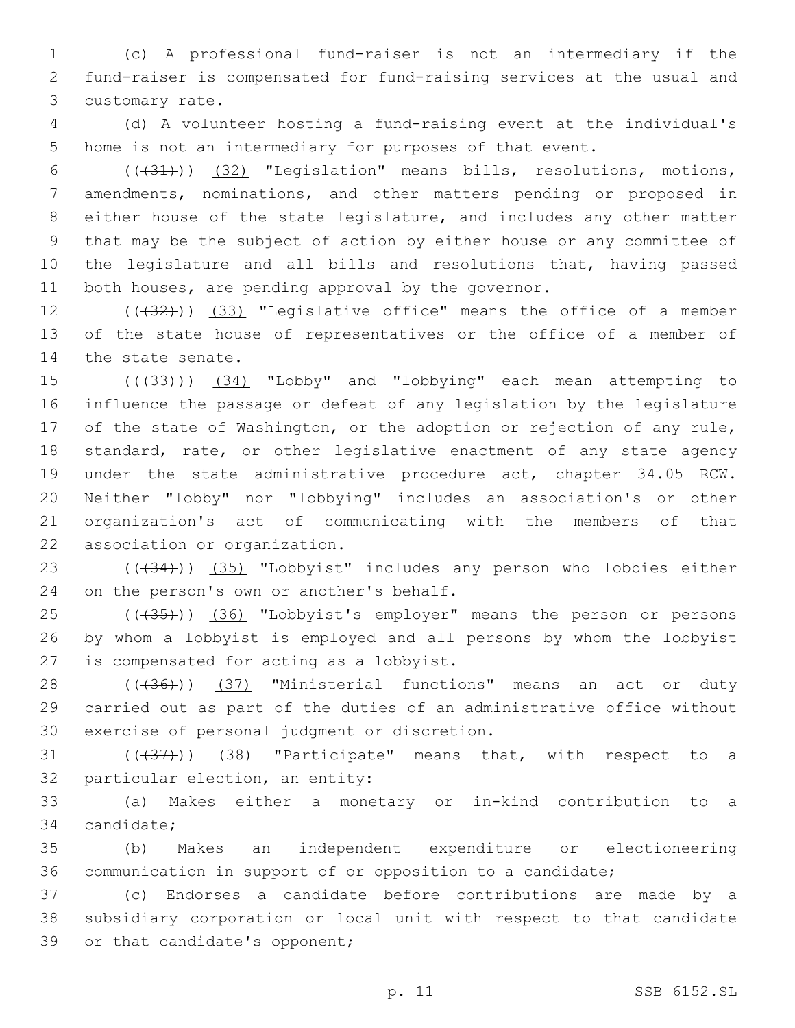(c) A professional fund-raiser is not an intermediary if the fund-raiser is compensated for fund-raising services at the usual and customary rate.

(d) A volunteer hosting a fund-raising event at the individual's home is not an intermediary for purposes of that event.

(((31))) (32) "Legislation" means bills, resolutions, motions, amendments, nominations, and other matters pending or proposed in either house of the state legislature, and includes any other matter that may be the subject of action by either house or any committee of the legislature and all bills and resolutions that, having passed both houses, are pending approval by the governor.

(((32))) (33) "Legislative office" means the office of a member of the state house of representatives or the office of a member of the state senate.

(((33))) (34) "Lobby" and "lobbying" each mean attempting to influence the passage or defeat of any legislation by the legislature of the state of Washington, or the adoption or rejection of any rule, standard, rate, or other legislative enactment of any state agency under the state administrative procedure act, chapter 34.05 RCW. Neither "lobby" nor "lobbying" includes an association's or other organization's act of communicating with the members of that association or organization.

(((34))) (35) "Lobbyist" includes any person who lobbies either on the person's own or another's behalf.

(((35))) (36) "Lobbyist's employer" means the person or persons by whom a lobbyist is employed and all persons by whom the lobbyist is compensated for acting as a lobbyist.

(((36))) (37) "Ministerial functions" means an act or duty carried out as part of the duties of an administrative office without exercise of personal judgment or discretion.

(((37))) (38) "Participate" means that, with respect to a particular election, an entity:

(a) Makes either a monetary or in-kind contribution to a candidate;

(b) Makes an independent expenditure or electioneering communication in support of or opposition to a candidate;

(c) Endorses a candidate before contributions are made by a subsidiary corporation or local unit with respect to that candidate or that candidate's opponent;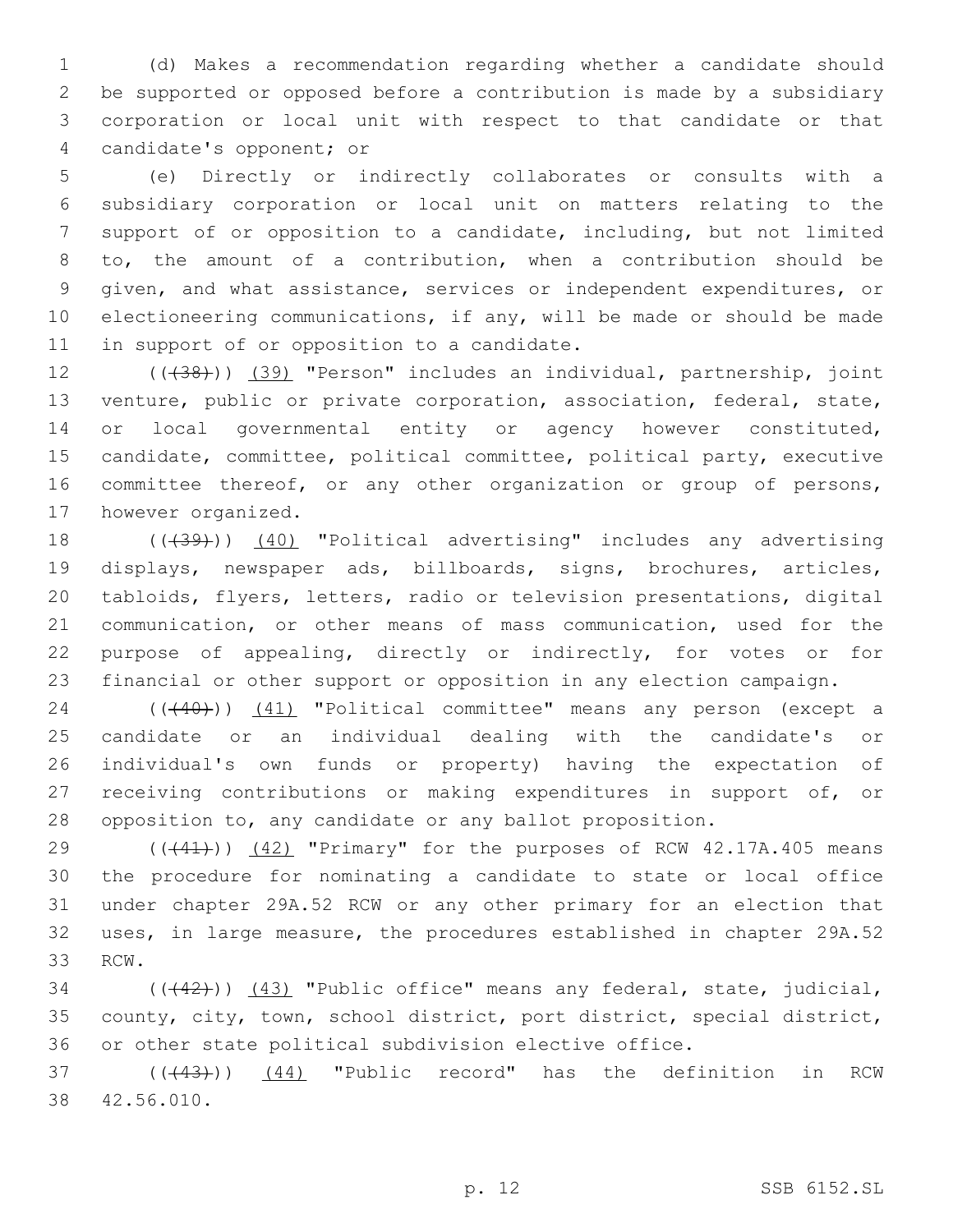(d) Makes a recommendation regarding whether a candidate should be supported or opposed before a contribution is made by a subsidiary corporation or local unit with respect to that candidate or that candidate's opponent; or

(e) Directly or indirectly collaborates or consults with a subsidiary corporation or local unit on matters relating to the support of or opposition to a candidate, including, but not limited to, the amount of a contribution, when a contribution should be given, and what assistance, services or independent expenditures, or electioneering communications, if any, will be made or should be made in support of or opposition to a candidate.

~~((38))~~ (39) "Person" includes an individual, partnership, joint venture, public or private corporation, association, federal, state, or local governmental entity or agency however constituted, candidate, committee, political committee, political party, executive committee thereof, or any other organization or group of persons, however organized.

~~((39))~~ (40) "Political advertising" includes any advertising displays, newspaper ads, billboards, signs, brochures, articles, tabloids, flyers, letters, radio or television presentations, digital communication, or other means of mass communication, used for the purpose of appealing, directly or indirectly, for votes or for financial or other support or opposition in any election campaign.

~~((40))~~ (41) "Political committee" means any person (except a candidate or an individual dealing with the candidate's or individual's own funds or property) having the expectation of receiving contributions or making expenditures in support of, or opposition to, any candidate or any ballot proposition.

~~((41))~~ (42) "Primary" for the purposes of RCW 42.17A.405 means the procedure for nominating a candidate to state or local office under chapter 29A.52 RCW or any other primary for an election that uses, in large measure, the procedures established in chapter 29A.52 RCW.

~~((42))~~ (43) "Public office" means any federal, state, judicial, county, city, town, school district, port district, special district, or other state political subdivision elective office.

~~((43))~~ (44) "Public record" has the definition in RCW 42.56.010.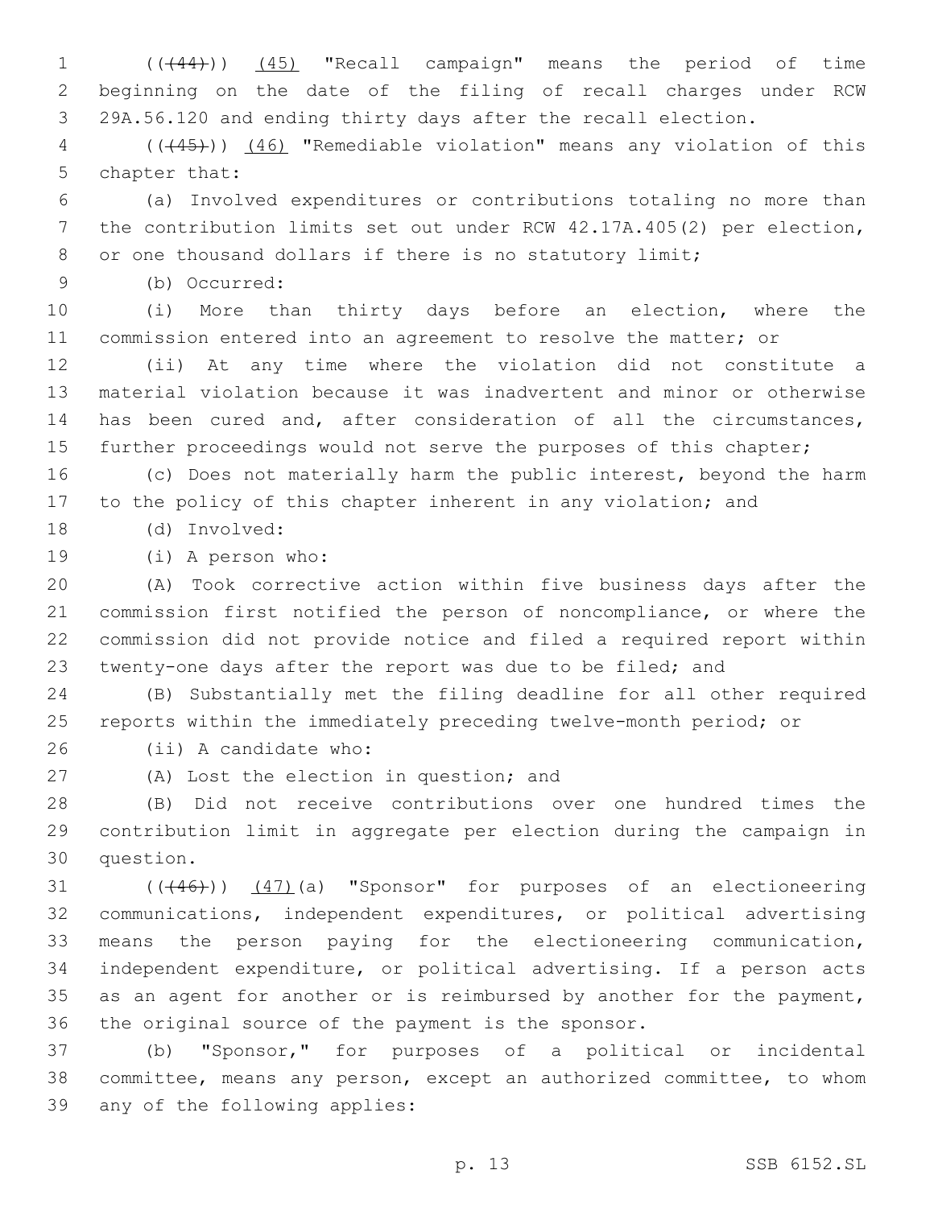(((44))) (45) "Recall campaign" means the period of time beginning on the date of the filing of recall charges under RCW 29A.56.120 and ending thirty days after the recall election.

(((45))) (46) "Remediable violation" means any violation of this chapter that:

(a) Involved expenditures or contributions totaling no more than the contribution limits set out under RCW 42.17A.405(2) per election, or one thousand dollars if there is no statutory limit;

(b) Occurred:

(i) More than thirty days before an election, where the commission entered into an agreement to resolve the matter; or

(ii) At any time where the violation did not constitute a material violation because it was inadvertent and minor or otherwise has been cured and, after consideration of all the circumstances, further proceedings would not serve the purposes of this chapter;

(c) Does not materially harm the public interest, beyond the harm to the policy of this chapter inherent in any violation; and

(d) Involved:

(i) A person who:

(A) Took corrective action within five business days after the commission first notified the person of noncompliance, or where the commission did not provide notice and filed a required report within twenty-one days after the report was due to be filed; and

(B) Substantially met the filing deadline for all other required reports within the immediately preceding twelve-month period; or

(ii) A candidate who:

(A) Lost the election in question; and

(B) Did not receive contributions over one hundred times the contribution limit in aggregate per election during the campaign in question.

(((46))) (47)(a) "Sponsor" for purposes of an electioneering communications, independent expenditures, or political advertising means the person paying for the electioneering communication, independent expenditure, or political advertising. If a person acts as an agent for another or is reimbursed by another for the payment, the original source of the payment is the sponsor.

(b) "Sponsor," for purposes of a political or incidental committee, means any person, except an authorized committee, to whom any of the following applies: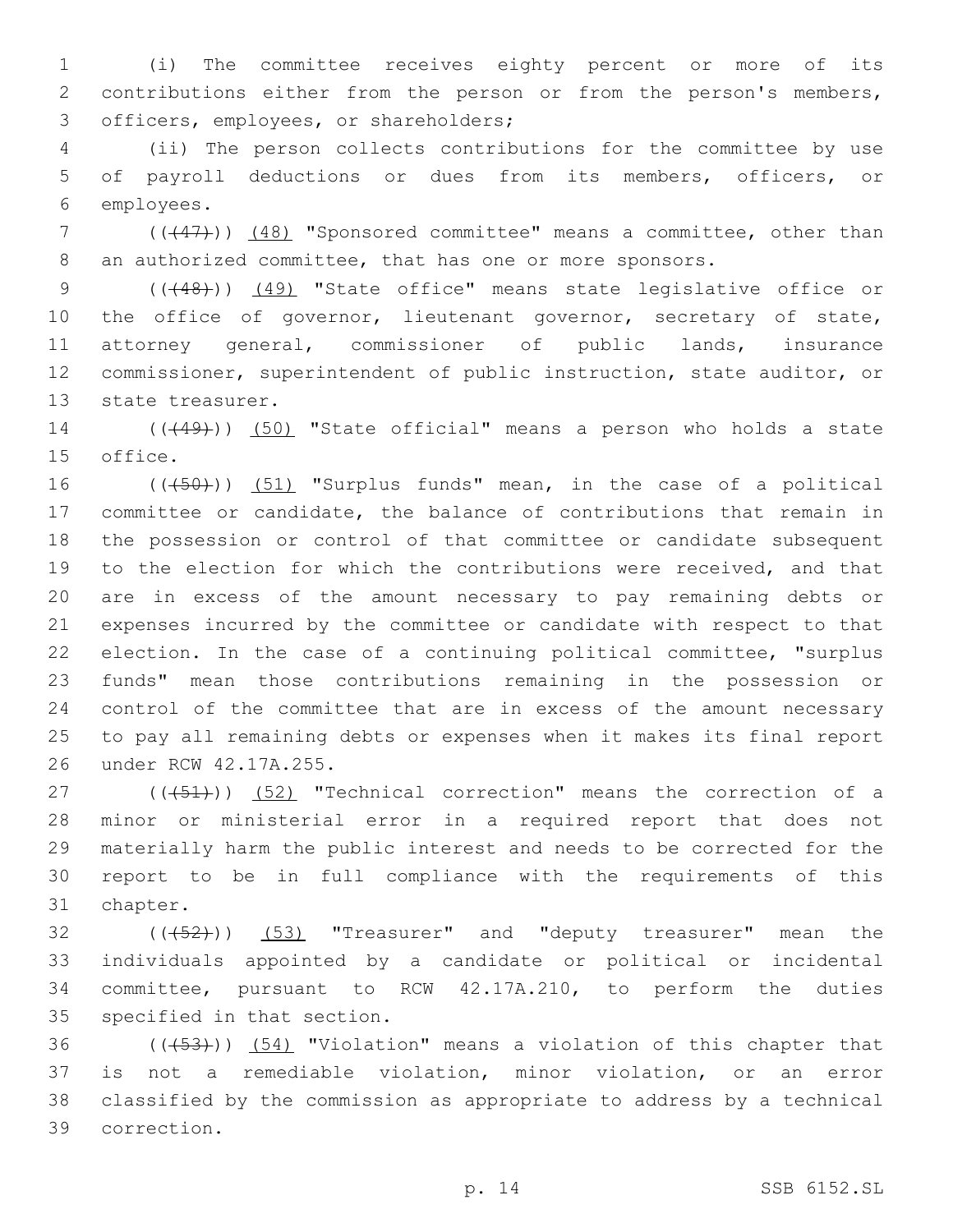(i) The committee receives eighty percent or more of its contributions either from the person or from the person's members, officers, employees, or shareholders;

(ii) The person collects contributions for the committee by use of payroll deductions or dues from its members, officers, or employees.

(((47))) (48) "Sponsored committee" means a committee, other than an authorized committee, that has one or more sponsors.

(((48))) (49) "State office" means state legislative office or the office of governor, lieutenant governor, secretary of state, attorney general, commissioner of public lands, insurance commissioner, superintendent of public instruction, state auditor, or state treasurer.

(((49))) (50) "State official" means a person who holds a state office.

(((50))) (51) "Surplus funds" mean, in the case of a political committee or candidate, the balance of contributions that remain in the possession or control of that committee or candidate subsequent to the election for which the contributions were received, and that are in excess of the amount necessary to pay remaining debts or expenses incurred by the committee or candidate with respect to that election. In the case of a continuing political committee, "surplus funds" mean those contributions remaining in the possession or control of the committee that are in excess of the amount necessary to pay all remaining debts or expenses when it makes its final report under RCW 42.17A.255.

(((51))) (52) "Technical correction" means the correction of a minor or ministerial error in a required report that does not materially harm the public interest and needs to be corrected for the report to be in full compliance with the requirements of this chapter.

(((52))) (53) "Treasurer" and "deputy treasurer" mean the individuals appointed by a candidate or political or incidental committee, pursuant to RCW 42.17A.210, to perform the duties specified in that section.

(((53))) (54) "Violation" means a violation of this chapter that is not a remediable violation, minor violation, or an error classified by the commission as appropriate to address by a technical correction.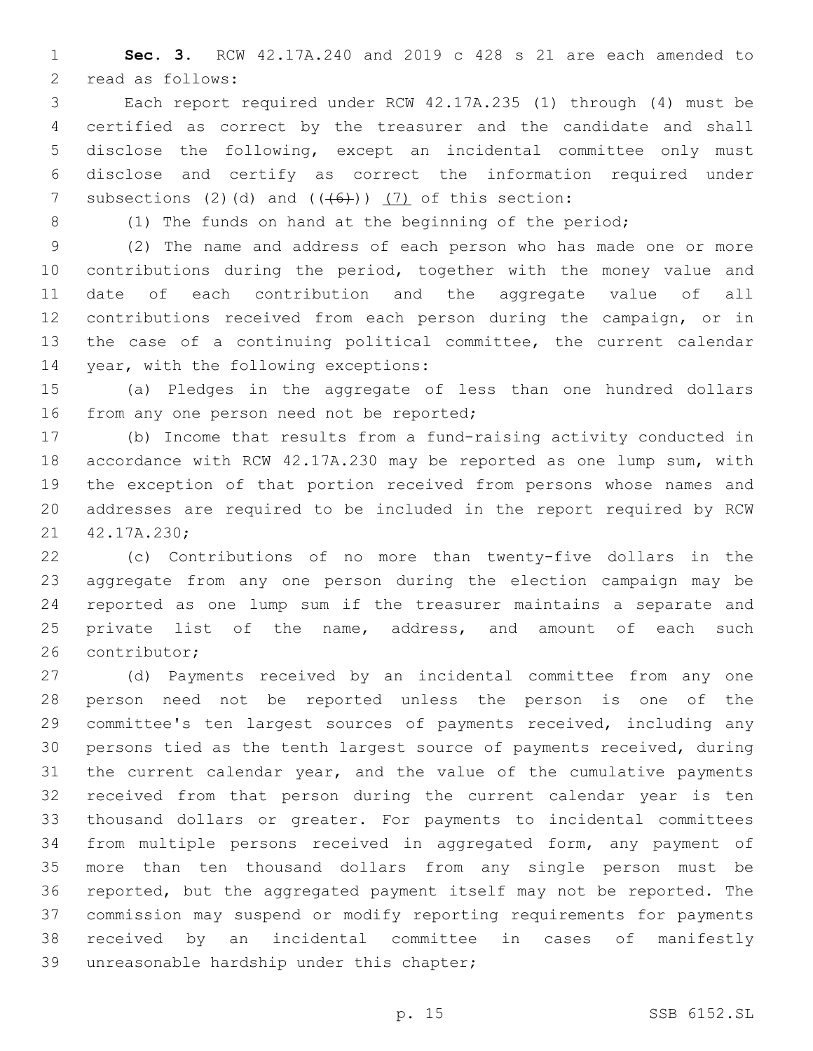**Sec. 3.** RCW 42.17A.240 and 2019 c 428 s 21 are each amended to read as follows:

Each report required under RCW 42.17A.235 (1) through (4) must be certified as correct by the treasurer and the candidate and shall disclose the following, except an incidental committee only must disclose and certify as correct the information required under subsections (2)(d) and ~~((6))~~ (7) of this section:

(1) The funds on hand at the beginning of the period;

(2) The name and address of each person who has made one or more contributions during the period, together with the money value and date of each contribution and the aggregate value of all contributions received from each person during the campaign, or in the case of a continuing political committee, the current calendar year, with the following exceptions:

(a) Pledges in the aggregate of less than one hundred dollars from any one person need not be reported;

(b) Income that results from a fund-raising activity conducted in accordance with RCW 42.17A.230 may be reported as one lump sum, with the exception of that portion received from persons whose names and addresses are required to be included in the report required by RCW 42.17A.230;

(c) Contributions of no more than twenty-five dollars in the aggregate from any one person during the election campaign may be reported as one lump sum if the treasurer maintains a separate and private list of the name, address, and amount of each such contributor;

(d) Payments received by an incidental committee from any one person need not be reported unless the person is one of the committee's ten largest sources of payments received, including any persons tied as the tenth largest source of payments received, during the current calendar year, and the value of the cumulative payments received from that person during the current calendar year is ten thousand dollars or greater. For payments to incidental committees from multiple persons received in aggregated form, any payment of more than ten thousand dollars from any single person must be reported, but the aggregated payment itself may not be reported. The commission may suspend or modify reporting requirements for payments received by an incidental committee in cases of manifestly unreasonable hardship under this chapter;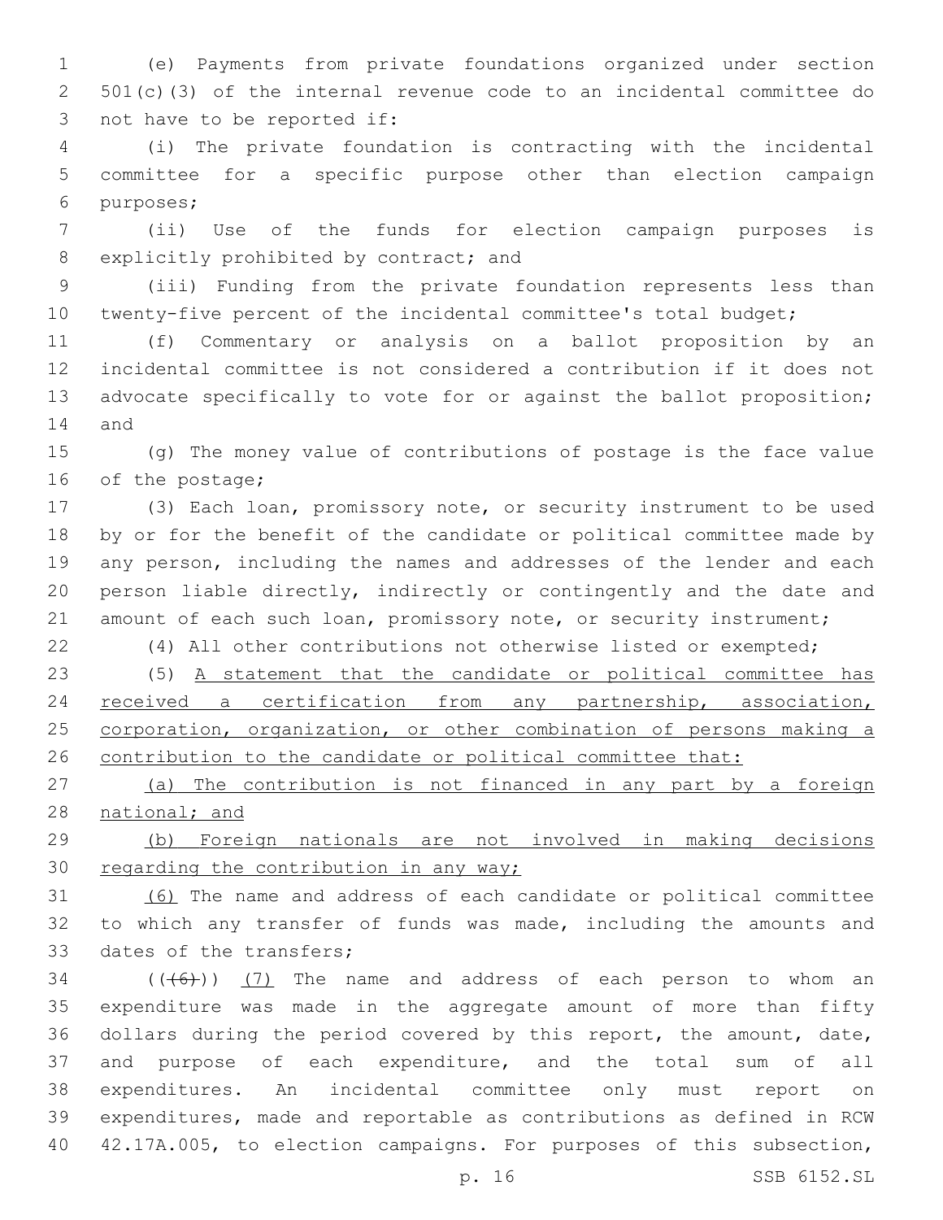(e) Payments from private foundations organized under section 501(c)(3) of the internal revenue code to an incidental committee do not have to be reported if:

(i) The private foundation is contracting with the incidental committee for a specific purpose other than election campaign purposes;

(ii) Use of the funds for election campaign purposes is explicitly prohibited by contract; and

(iii) Funding from the private foundation represents less than twenty-five percent of the incidental committee's total budget;

(f) Commentary or analysis on a ballot proposition by an incidental committee is not considered a contribution if it does not advocate specifically to vote for or against the ballot proposition; and

(g) The money value of contributions of postage is the face value of the postage;

(3) Each loan, promissory note, or security instrument to be used by or for the benefit of the candidate or political committee made by any person, including the names and addresses of the lender and each person liable directly, indirectly or contingently and the date and amount of each such loan, promissory note, or security instrument;

(4) All other contributions not otherwise listed or exempted;

(5) <u>A statement that the candidate or political committee has received a certification from any partnership, association, corporation, organization, or other combination of persons making a contribution to the candidate or political committee that:</u>

<u>(a) The contribution is not financed in any part by a foreign national; and</u>

<u>(b) Foreign nationals are not involved in making decisions regarding the contribution in any way;</u>

<u>(6)</u> The name and address of each candidate or political committee to which any transfer of funds was made, including the amounts and dates of the transfers;

((~~(6)~~)) <u>(7)</u> The name and address of each person to whom an expenditure was made in the aggregate amount of more than fifty dollars during the period covered by this report, the amount, date, and purpose of each expenditure, and the total sum of all expenditures. An incidental committee only must report on expenditures, made and reportable as contributions as defined in RCW 42.17A.005, to election campaigns. For purposes of this subsection,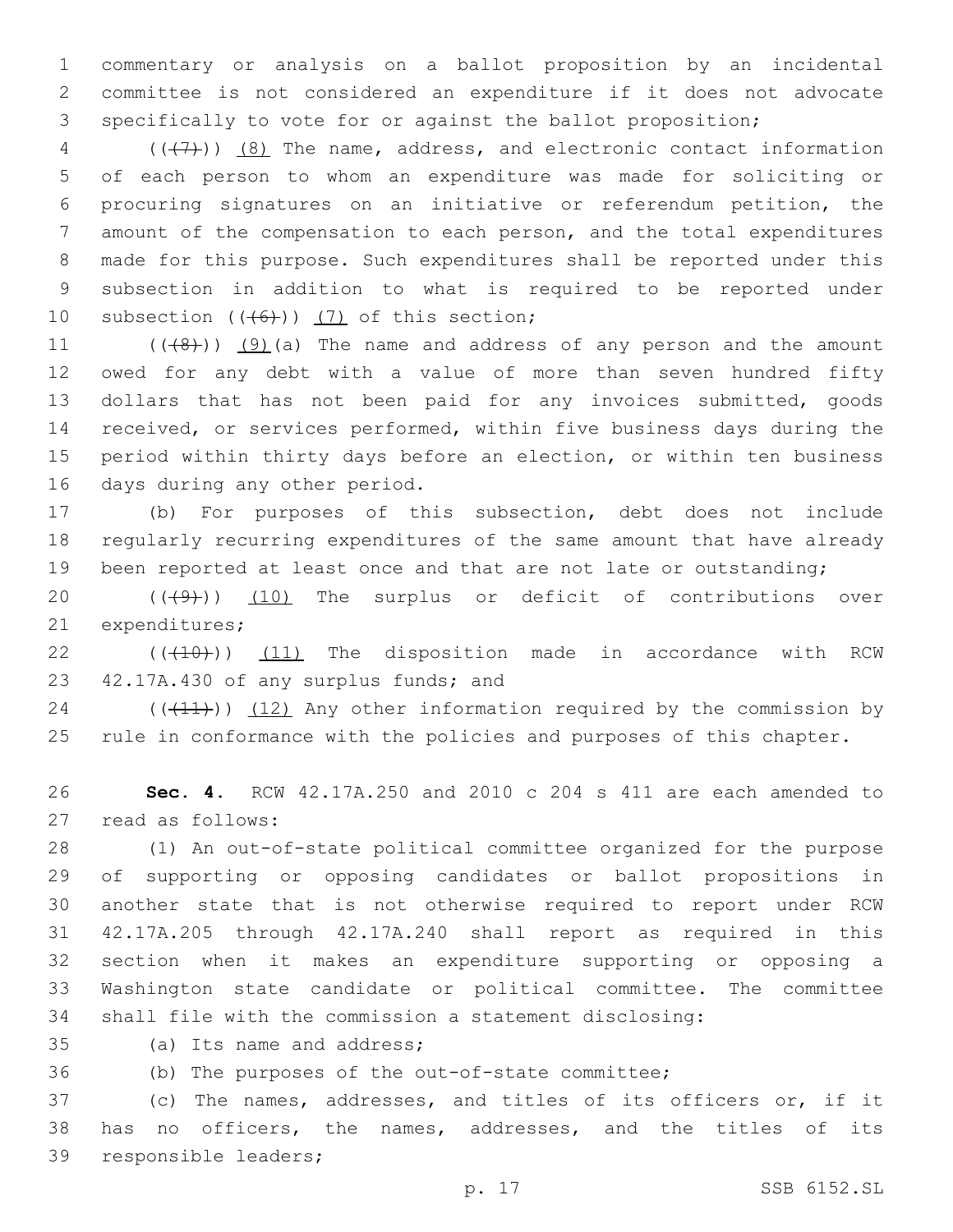commentary or analysis on a ballot proposition by an incidental committee is not considered an expenditure if it does not advocate specifically to vote for or against the ballot proposition;

((~~(7)~~)) (8) The name, address, and electronic contact information of each person to whom an expenditure was made for soliciting or procuring signatures on an initiative or referendum petition, the amount of the compensation to each person, and the total expenditures made for this purpose. Such expenditures shall be reported under this subsection in addition to what is required to be reported under subsection ((~~(6)~~)) (7) of this section;

((~~(8)~~)) (9)(a) The name and address of any person and the amount owed for any debt with a value of more than seven hundred fifty dollars that has not been paid for any invoices submitted, goods received, or services performed, within five business days during the period within thirty days before an election, or within ten business days during any other period.

(b) For purposes of this subsection, debt does not include regularly recurring expenditures of the same amount that have already been reported at least once and that are not late or outstanding;

((~~(9)~~)) (10) The surplus or deficit of contributions over expenditures;

((~~(10)~~)) (11) The disposition made in accordance with RCW 42.17A.430 of any surplus funds; and

((~~(11)~~)) (12) Any other information required by the commission by rule in conformance with the policies and purposes of this chapter.

**Sec. 4.** RCW 42.17A.250 and 2010 c 204 s 411 are each amended to read as follows:

(1) An out-of-state political committee organized for the purpose of supporting or opposing candidates or ballot propositions in another state that is not otherwise required to report under RCW 42.17A.205 through 42.17A.240 shall report as required in this section when it makes an expenditure supporting or opposing a Washington state candidate or political committee. The committee shall file with the commission a statement disclosing:

(a) Its name and address;

(b) The purposes of the out-of-state committee;

(c) The names, addresses, and titles of its officers or, if it has no officers, the names, addresses, and the titles of its responsible leaders;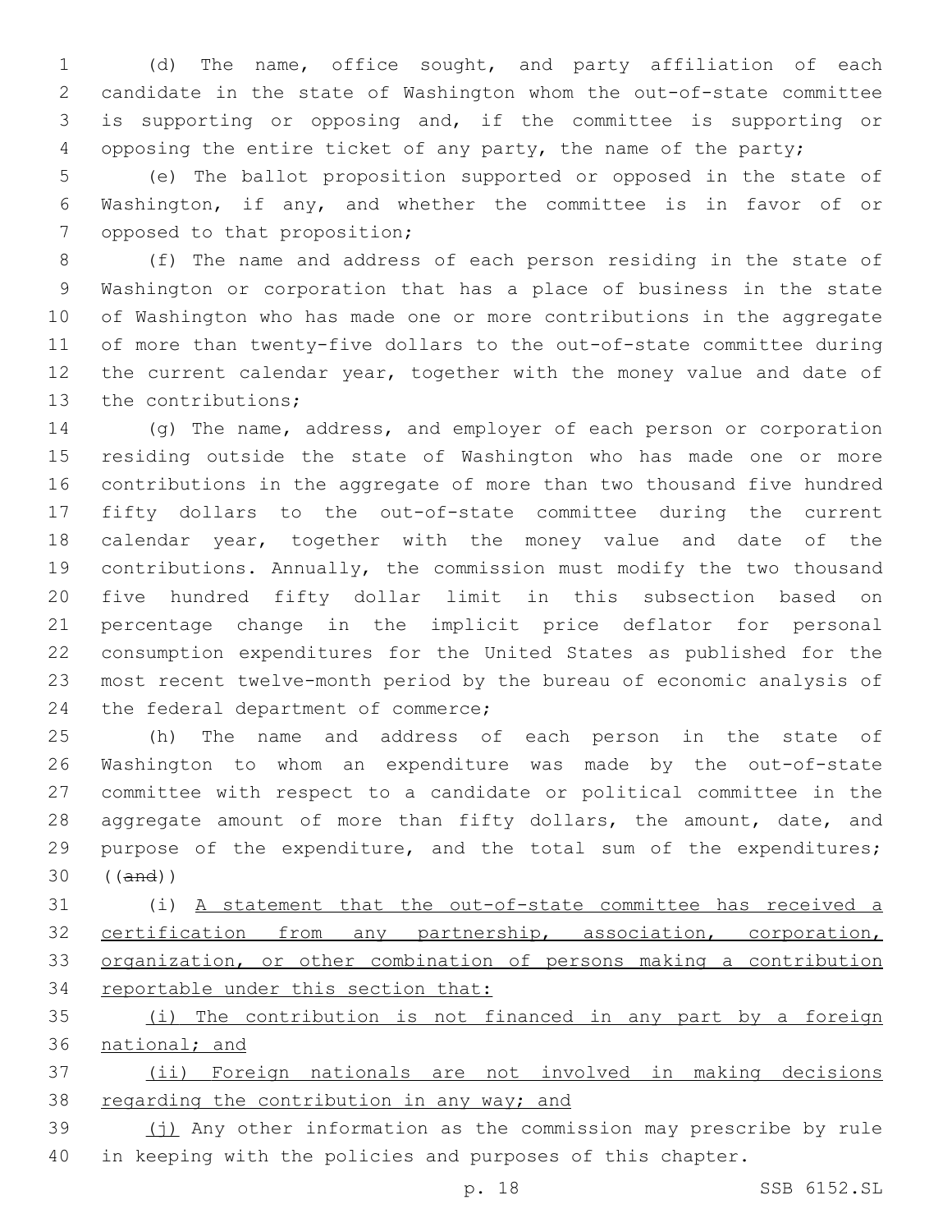(d) The name, office sought, and party affiliation of each candidate in the state of Washington whom the out-of-state committee is supporting or opposing and, if the committee is supporting or opposing the entire ticket of any party, the name of the party;

(e) The ballot proposition supported or opposed in the state of Washington, if any, and whether the committee is in favor of or opposed to that proposition;

(f) The name and address of each person residing in the state of Washington or corporation that has a place of business in the state of Washington who has made one or more contributions in the aggregate of more than twenty-five dollars to the out-of-state committee during the current calendar year, together with the money value and date of the contributions;

(g) The name, address, and employer of each person or corporation residing outside the state of Washington who has made one or more contributions in the aggregate of more than two thousand five hundred fifty dollars to the out-of-state committee during the current calendar year, together with the money value and date of the contributions. Annually, the commission must modify the two thousand five hundred fifty dollar limit in this subsection based on percentage change in the implicit price deflator for personal consumption expenditures for the United States as published for the most recent twelve-month period by the bureau of economic analysis of the federal department of commerce;

(h) The name and address of each person in the state of Washington to whom an expenditure was made by the out-of-state committee with respect to a candidate or political committee in the aggregate amount of more than fifty dollars, the amount, date, and purpose of the expenditure, and the total sum of the expenditures; ((~~and~~))

(i) <u>A statement that the out-of-state committee has received a certification from any partnership, association, corporation, organization, or other combination of persons making a contribution reportable under this section that:</u>

<u>(i) The contribution is not financed in any part by a foreign national; and</u>

<u>(ii) Foreign nationals are not involved in making decisions regarding the contribution in any way; and</u>

<u>(j)</u> Any other information as the commission may prescribe by rule in keeping with the policies and purposes of this chapter.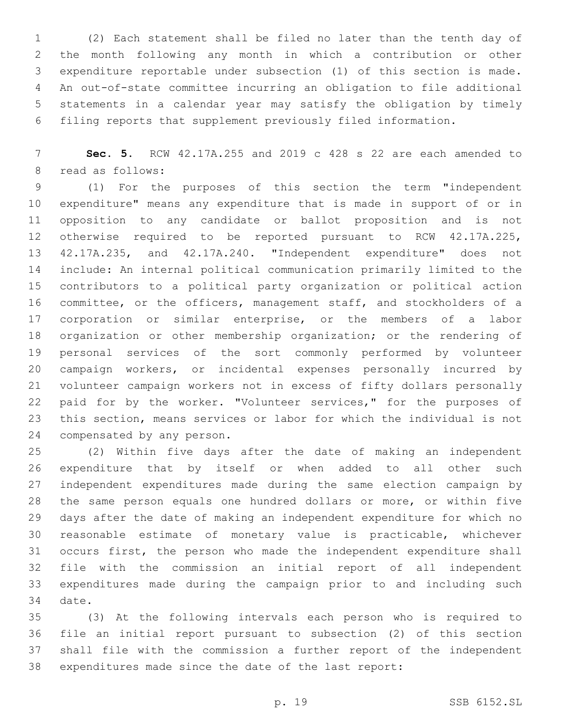(2) Each statement shall be filed no later than the tenth day of the month following any month in which a contribution or other expenditure reportable under subsection (1) of this section is made. An out-of-state committee incurring an obligation to file additional statements in a calendar year may satisfy the obligation by timely filing reports that supplement previously filed information.

**Sec. 5.** RCW 42.17A.255 and 2019 c 428 s 22 are each amended to read as follows:

(1) For the purposes of this section the term "independent expenditure" means any expenditure that is made in support of or in opposition to any candidate or ballot proposition and is not otherwise required to be reported pursuant to RCW 42.17A.225, 42.17A.235, and 42.17A.240. "Independent expenditure" does not include: An internal political communication primarily limited to the contributors to a political party organization or political action committee, or the officers, management staff, and stockholders of a corporation or similar enterprise, or the members of a labor organization or other membership organization; or the rendering of personal services of the sort commonly performed by volunteer campaign workers, or incidental expenses personally incurred by volunteer campaign workers not in excess of fifty dollars personally paid for by the worker. "Volunteer services," for the purposes of this section, means services or labor for which the individual is not compensated by any person.

(2) Within five days after the date of making an independent expenditure that by itself or when added to all other such independent expenditures made during the same election campaign by the same person equals one hundred dollars or more, or within five days after the date of making an independent expenditure for which no reasonable estimate of monetary value is practicable, whichever occurs first, the person who made the independent expenditure shall file with the commission an initial report of all independent expenditures made during the campaign prior to and including such date.

(3) At the following intervals each person who is required to file an initial report pursuant to subsection (2) of this section shall file with the commission a further report of the independent expenditures made since the date of the last report: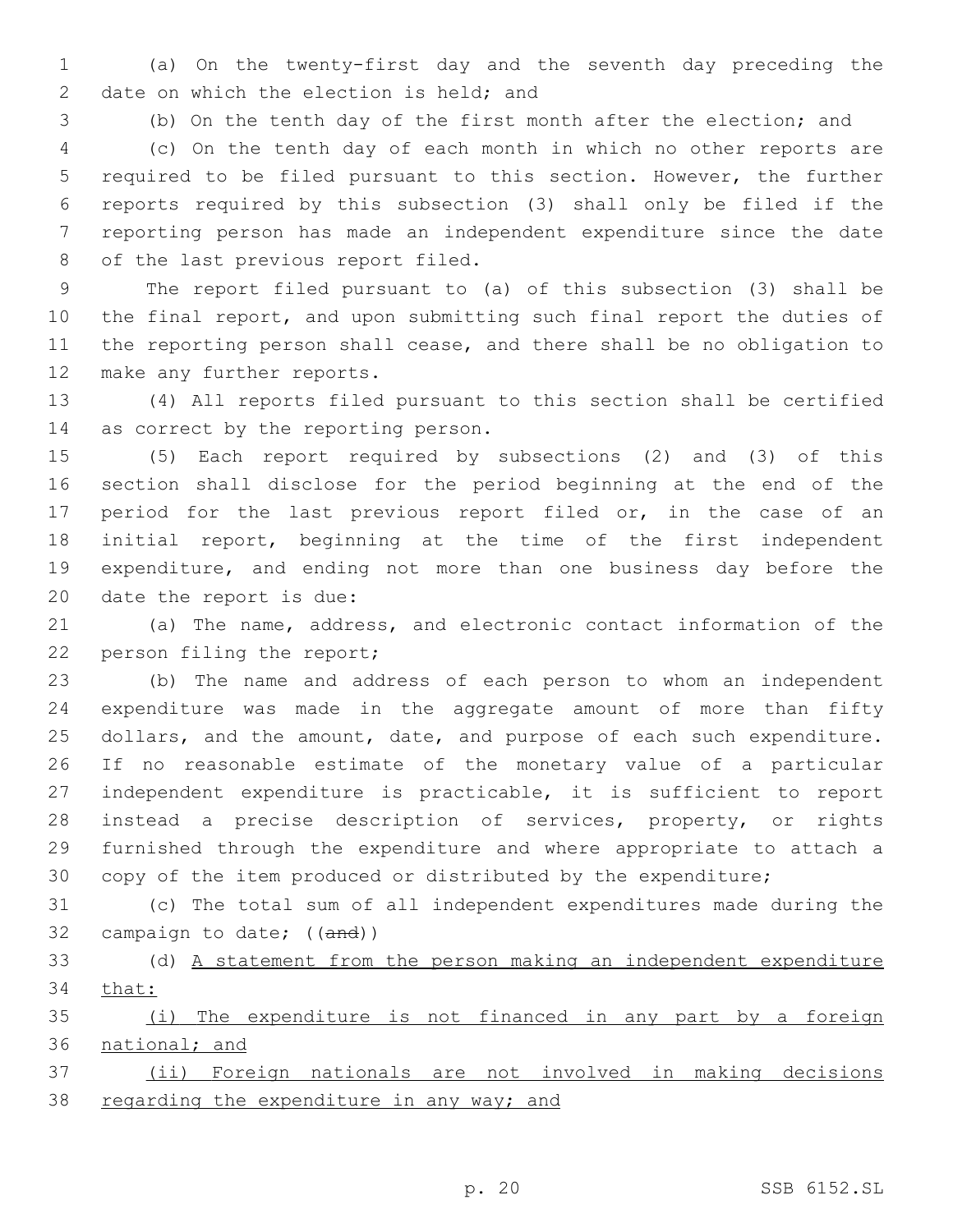(a) On the twenty-first day and the seventh day preceding the date on which the election is held; and

(b) On the tenth day of the first month after the election; and

(c) On the tenth day of each month in which no other reports are required to be filed pursuant to this section. However, the further reports required by this subsection (3) shall only be filed if the reporting person has made an independent expenditure since the date of the last previous report filed.

The report filed pursuant to (a) of this subsection (3) shall be the final report, and upon submitting such final report the duties of the reporting person shall cease, and there shall be no obligation to make any further reports.

(4) All reports filed pursuant to this section shall be certified as correct by the reporting person.

(5) Each report required by subsections (2) and (3) of this section shall disclose for the period beginning at the end of the period for the last previous report filed or, in the case of an initial report, beginning at the time of the first independent expenditure, and ending not more than one business day before the date the report is due:

(a) The name, address, and electronic contact information of the person filing the report;

(b) The name and address of each person to whom an independent expenditure was made in the aggregate amount of more than fifty dollars, and the amount, date, and purpose of each such expenditure. If no reasonable estimate of the monetary value of a particular independent expenditure is practicable, it is sufficient to report instead a precise description of services, property, or rights furnished through the expenditure and where appropriate to attach a copy of the item produced or distributed by the expenditure;

(c) The total sum of all independent expenditures made during the campaign to date; ((~~and~~))

(d) <u>A statement from the person making an independent expenditure that:</u>

<u>(i) The expenditure is not financed in any part by a foreign national; and</u>

<u>(ii) Foreign nationals are not involved in making decisions regarding the expenditure in any way; and</u>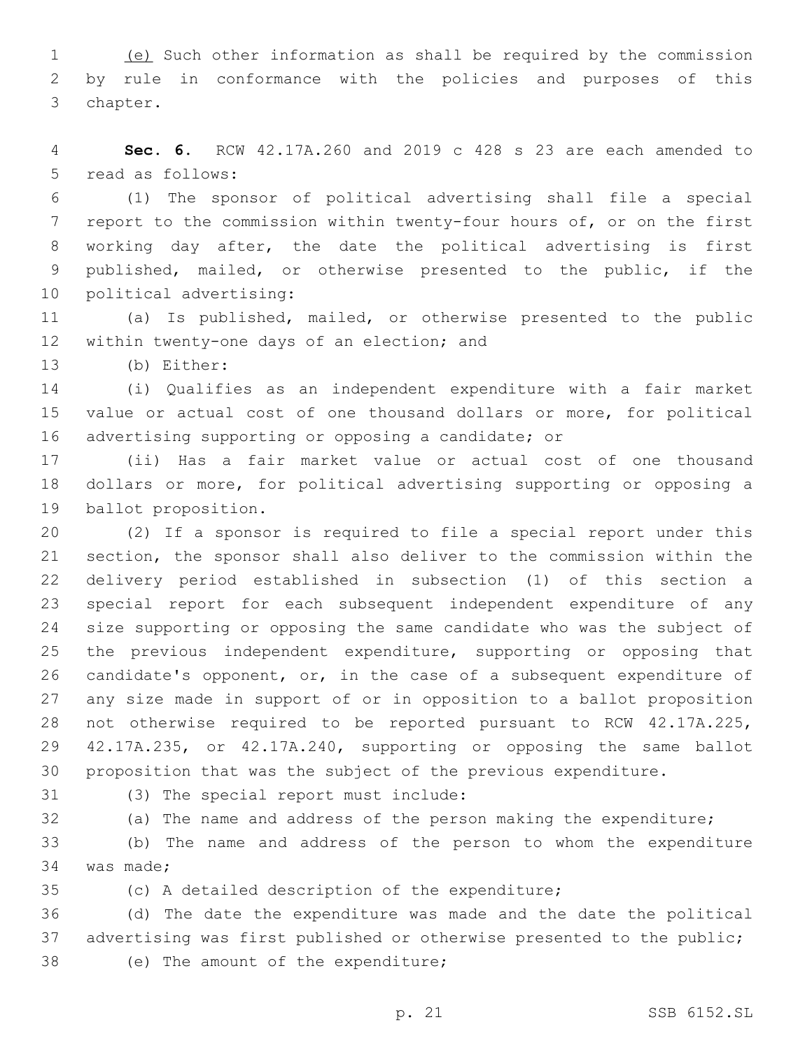(e) Such other information as shall be required by the commission by rule in conformance with the policies and purposes of this chapter.

**Sec. 6.** RCW 42.17A.260 and 2019 c 428 s 23 are each amended to read as follows:

(1) The sponsor of political advertising shall file a special report to the commission within twenty-four hours of, or on the first working day after, the date the political advertising is first published, mailed, or otherwise presented to the public, if the political advertising:

(a) Is published, mailed, or otherwise presented to the public within twenty-one days of an election; and

(b) Either:

(i) Qualifies as an independent expenditure with a fair market value or actual cost of one thousand dollars or more, for political advertising supporting or opposing a candidate; or

(ii) Has a fair market value or actual cost of one thousand dollars or more, for political advertising supporting or opposing a ballot proposition.

(2) If a sponsor is required to file a special report under this section, the sponsor shall also deliver to the commission within the delivery period established in subsection (1) of this section a special report for each subsequent independent expenditure of any size supporting or opposing the same candidate who was the subject of the previous independent expenditure, supporting or opposing that candidate's opponent, or, in the case of a subsequent expenditure of any size made in support of or in opposition to a ballot proposition not otherwise required to be reported pursuant to RCW 42.17A.225, 42.17A.235, or 42.17A.240, supporting or opposing the same ballot proposition that was the subject of the previous expenditure.

(3) The special report must include:

(a) The name and address of the person making the expenditure;

(b) The name and address of the person to whom the expenditure was made;

(c) A detailed description of the expenditure;

(d) The date the expenditure was made and the date the political advertising was first published or otherwise presented to the public;

(e) The amount of the expenditure;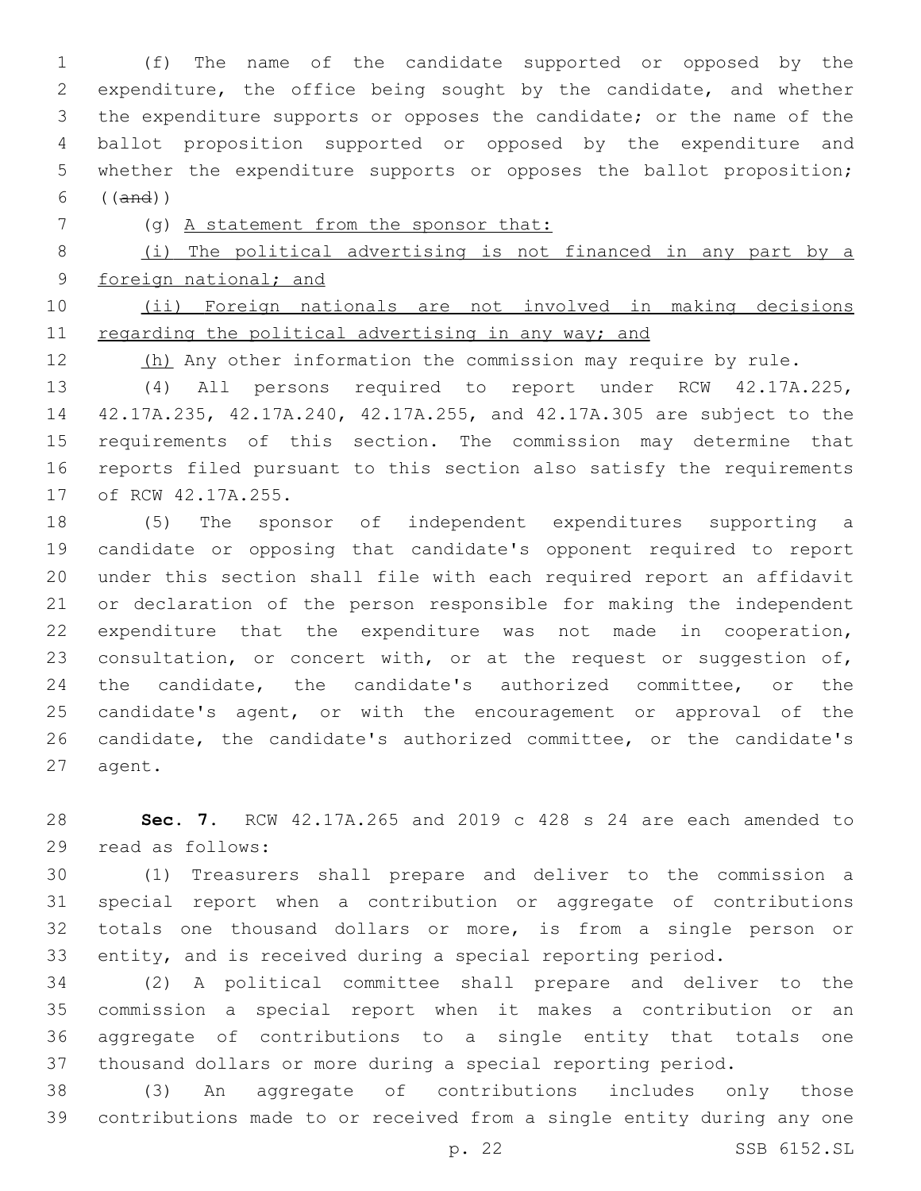(f) The name of the candidate supported or opposed by the expenditure, the office being sought by the candidate, and whether the expenditure supports or opposes the candidate; or the name of the ballot proposition supported or opposed by the expenditure and whether the expenditure supports or opposes the ballot proposition; ((~~and~~))

(g) A statement from the sponsor that:

(i) The political advertising is not financed in any part by a foreign national; and

(ii) Foreign nationals are not involved in making decisions regarding the political advertising in any way; and

(h) Any other information the commission may require by rule.

(4) All persons required to report under RCW 42.17A.225, 42.17A.235, 42.17A.240, 42.17A.255, and 42.17A.305 are subject to the requirements of this section. The commission may determine that reports filed pursuant to this section also satisfy the requirements of RCW 42.17A.255.

(5) The sponsor of independent expenditures supporting a candidate or opposing that candidate's opponent required to report under this section shall file with each required report an affidavit or declaration of the person responsible for making the independent expenditure that the expenditure was not made in cooperation, consultation, or concert with, or at the request or suggestion of, the candidate, the candidate's authorized committee, or the candidate's agent, or with the encouragement or approval of the candidate, the candidate's authorized committee, or the candidate's agent.

**Sec. 7.** RCW 42.17A.265 and 2019 c 428 s 24 are each amended to read as follows:

(1) Treasurers shall prepare and deliver to the commission a special report when a contribution or aggregate of contributions totals one thousand dollars or more, is from a single person or entity, and is received during a special reporting period.

(2) A political committee shall prepare and deliver to the commission a special report when it makes a contribution or an aggregate of contributions to a single entity that totals one thousand dollars or more during a special reporting period.

(3) An aggregate of contributions includes only those contributions made to or received from a single entity during any one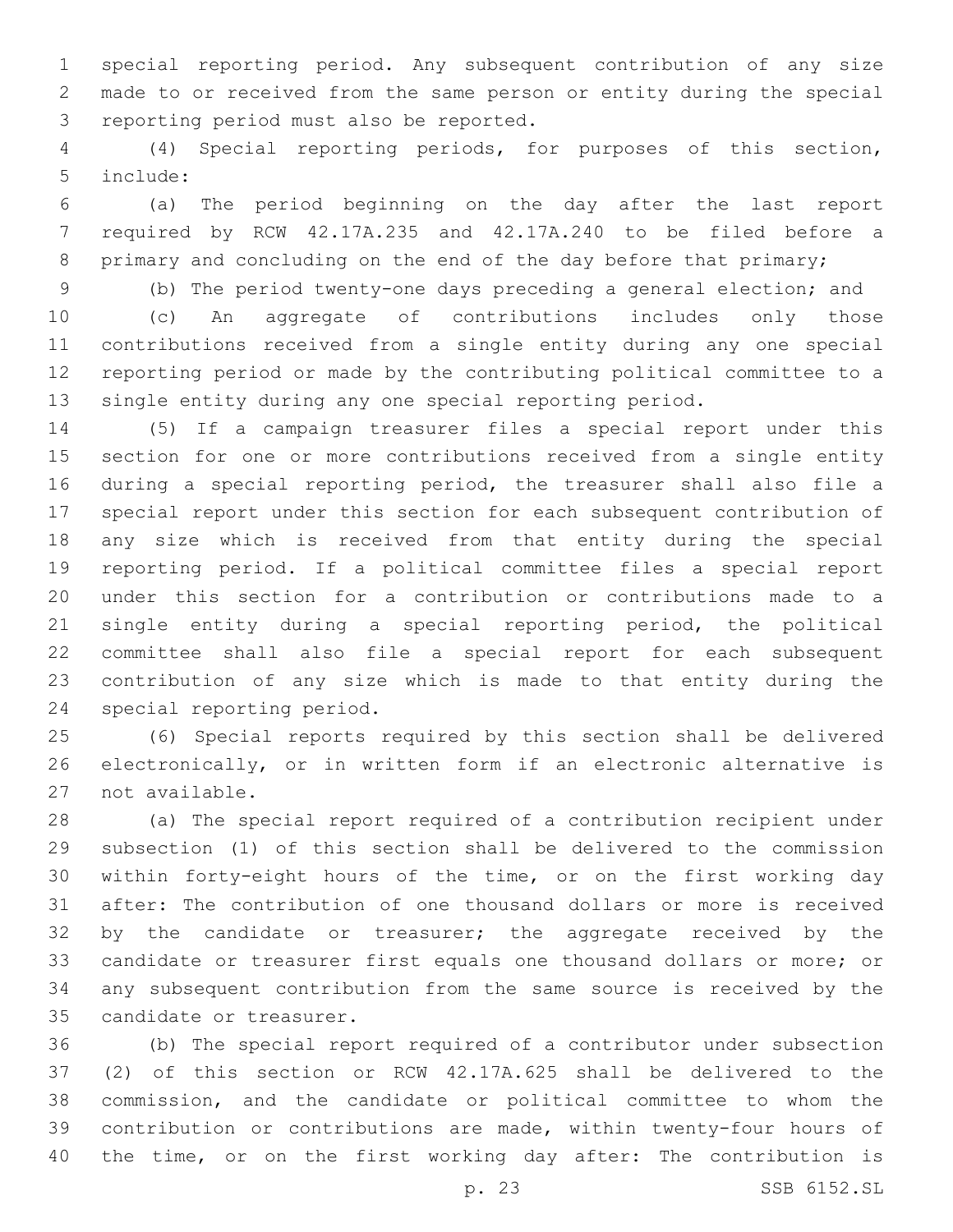special reporting period. Any subsequent contribution of any size made to or received from the same person or entity during the special reporting period must also be reported.

(4) Special reporting periods, for purposes of this section, include:

(a) The period beginning on the day after the last report required by RCW 42.17A.235 and 42.17A.240 to be filed before a primary and concluding on the end of the day before that primary;

(b) The period twenty-one days preceding a general election; and

(c) An aggregate of contributions includes only those contributions received from a single entity during any one special reporting period or made by the contributing political committee to a single entity during any one special reporting period.

(5) If a campaign treasurer files a special report under this section for one or more contributions received from a single entity during a special reporting period, the treasurer shall also file a special report under this section for each subsequent contribution of any size which is received from that entity during the special reporting period. If a political committee files a special report under this section for a contribution or contributions made to a single entity during a special reporting period, the political committee shall also file a special report for each subsequent contribution of any size which is made to that entity during the special reporting period.

(6) Special reports required by this section shall be delivered electronically, or in written form if an electronic alternative is not available.

(a) The special report required of a contribution recipient under subsection (1) of this section shall be delivered to the commission within forty-eight hours of the time, or on the first working day after: The contribution of one thousand dollars or more is received by the candidate or treasurer; the aggregate received by the candidate or treasurer first equals one thousand dollars or more; or any subsequent contribution from the same source is received by the candidate or treasurer.

(b) The special report required of a contributor under subsection (2) of this section or RCW 42.17A.625 shall be delivered to the commission, and the candidate or political committee to whom the contribution or contributions are made, within twenty-four hours of the time, or on the first working day after: The contribution is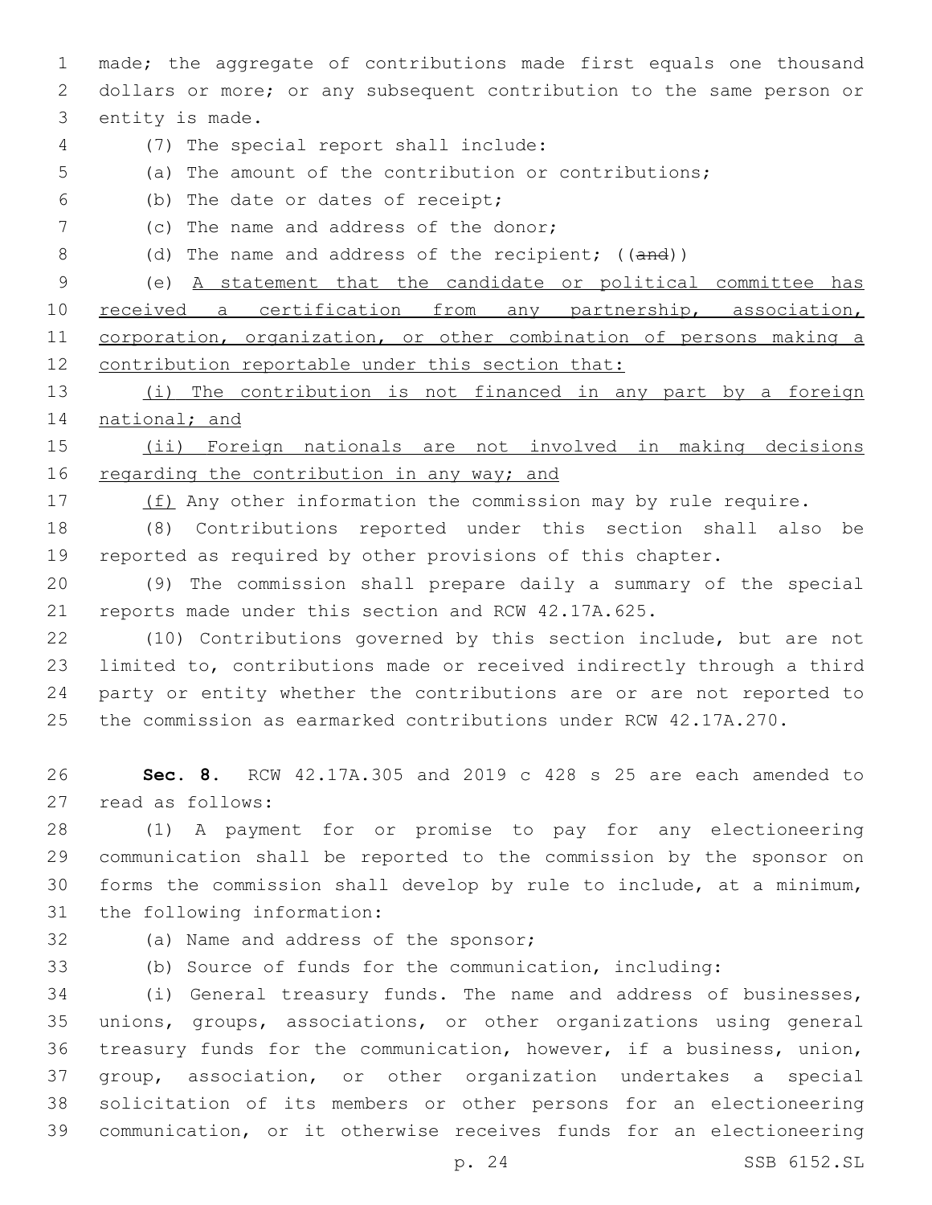made; the aggregate of contributions made first equals one thousand dollars or more; or any subsequent contribution to the same person or entity is made.

(7) The special report shall include:

(a) The amount of the contribution or contributions;

(b) The date or dates of receipt;

(c) The name and address of the donor;

(d) The name and address of the recipient; ((~~and~~))

(e) <u>A statement that the candidate or political committee has received a certification from any partnership, association, corporation, organization, or other combination of persons making a contribution reportable under this section that:</u>

<u>(i) The contribution is not financed in any part by a foreign national; and</u>

<u>(ii) Foreign nationals are not involved in making decisions regarding the contribution in any way; and</u>

<u>(f)</u> Any other information the commission may by rule require.

(8) Contributions reported under this section shall also be reported as required by other provisions of this chapter.

(9) The commission shall prepare daily a summary of the special reports made under this section and RCW 42.17A.625.

(10) Contributions governed by this section include, but are not limited to, contributions made or received indirectly through a third party or entity whether the contributions are or are not reported to the commission as earmarked contributions under RCW 42.17A.270.

**Sec. 8.** RCW 42.17A.305 and 2019 c 428 s 25 are each amended to read as follows:

(1) A payment for or promise to pay for any electioneering communication shall be reported to the commission by the sponsor on forms the commission shall develop by rule to include, at a minimum, the following information:

(a) Name and address of the sponsor;

(b) Source of funds for the communication, including:

(i) General treasury funds. The name and address of businesses, unions, groups, associations, or other organizations using general treasury funds for the communication, however, if a business, union, group, association, or other organization undertakes a special solicitation of its members or other persons for an electioneering communication, or it otherwise receives funds for an electioneering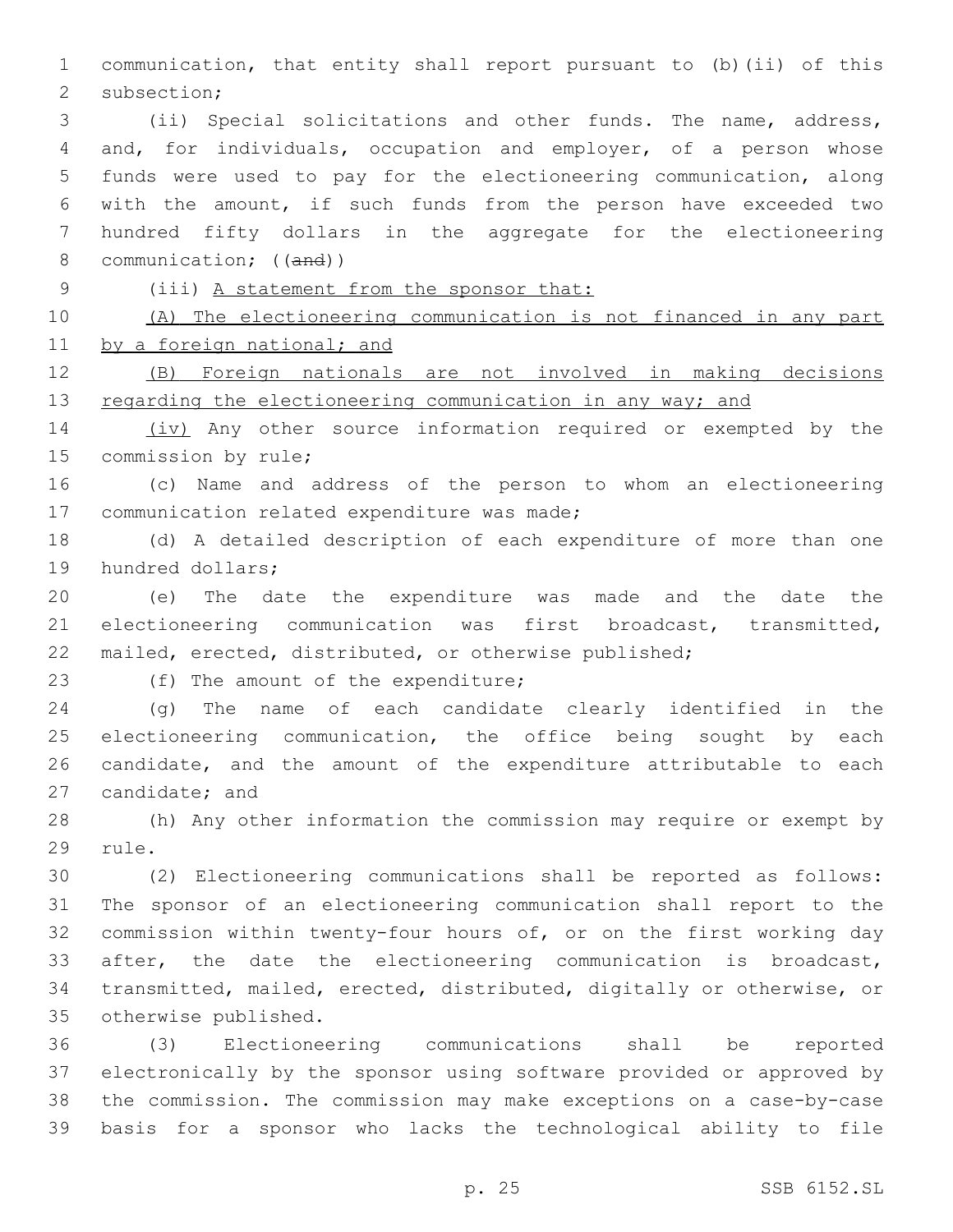communication, that entity shall report pursuant to (b)(ii) of this subsection;

(ii) Special solicitations and other funds. The name, address, and, for individuals, occupation and employer, of a person whose funds were used to pay for the electioneering communication, along with the amount, if such funds from the person have exceeded two hundred fifty dollars in the aggregate for the electioneering communication; ((~~and~~))

(iii) A statement from the sponsor that:

(A) The electioneering communication is not financed in any part by a foreign national; and

(B) Foreign nationals are not involved in making decisions regarding the electioneering communication in any way; and

(iv) Any other source information required or exempted by the commission by rule;

(c) Name and address of the person to whom an electioneering communication related expenditure was made;

(d) A detailed description of each expenditure of more than one hundred dollars;

(e) The date the expenditure was made and the date the electioneering communication was first broadcast, transmitted, mailed, erected, distributed, or otherwise published;

(f) The amount of the expenditure;

(g) The name of each candidate clearly identified in the electioneering communication, the office being sought by each candidate, and the amount of the expenditure attributable to each candidate; and

(h) Any other information the commission may require or exempt by rule.

(2) Electioneering communications shall be reported as follows: The sponsor of an electioneering communication shall report to the commission within twenty-four hours of, or on the first working day after, the date the electioneering communication is broadcast, transmitted, mailed, erected, distributed, digitally or otherwise, or otherwise published.

(3) Electioneering communications shall be reported electronically by the sponsor using software provided or approved by the commission. The commission may make exceptions on a case-by-case basis for a sponsor who lacks the technological ability to file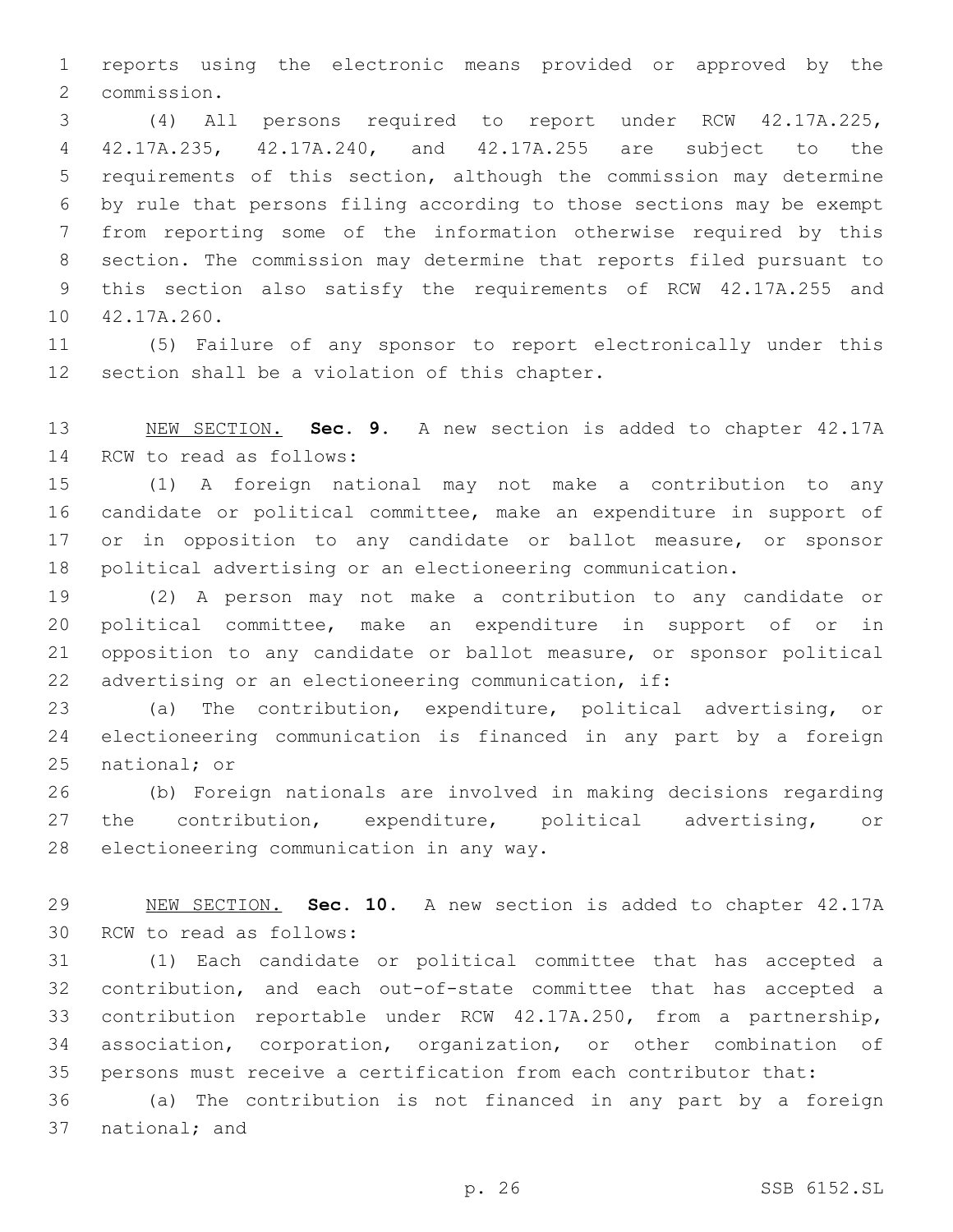reports using the electronic means provided or approved by the commission.

(4) All persons required to report under RCW 42.17A.225, 42.17A.235, 42.17A.240, and 42.17A.255 are subject to the requirements of this section, although the commission may determine by rule that persons filing according to those sections may be exempt from reporting some of the information otherwise required by this section. The commission may determine that reports filed pursuant to this section also satisfy the requirements of RCW 42.17A.255 and 42.17A.260.

(5) Failure of any sponsor to report electronically under this section shall be a violation of this chapter.

NEW SECTION. **Sec. 9.** A new section is added to chapter 42.17A RCW to read as follows:

(1) A foreign national may not make a contribution to any candidate or political committee, make an expenditure in support of or in opposition to any candidate or ballot measure, or sponsor political advertising or an electioneering communication.

(2) A person may not make a contribution to any candidate or political committee, make an expenditure in support of or in opposition to any candidate or ballot measure, or sponsor political advertising or an electioneering communication, if:

(a) The contribution, expenditure, political advertising, or electioneering communication is financed in any part by a foreign national; or

(b) Foreign nationals are involved in making decisions regarding the contribution, expenditure, political advertising, or electioneering communication in any way.

NEW SECTION. **Sec. 10.** A new section is added to chapter 42.17A RCW to read as follows:

(1) Each candidate or political committee that has accepted a contribution, and each out-of-state committee that has accepted a contribution reportable under RCW 42.17A.250, from a partnership, association, corporation, organization, or other combination of persons must receive a certification from each contributor that:

(a) The contribution is not financed in any part by a foreign national; and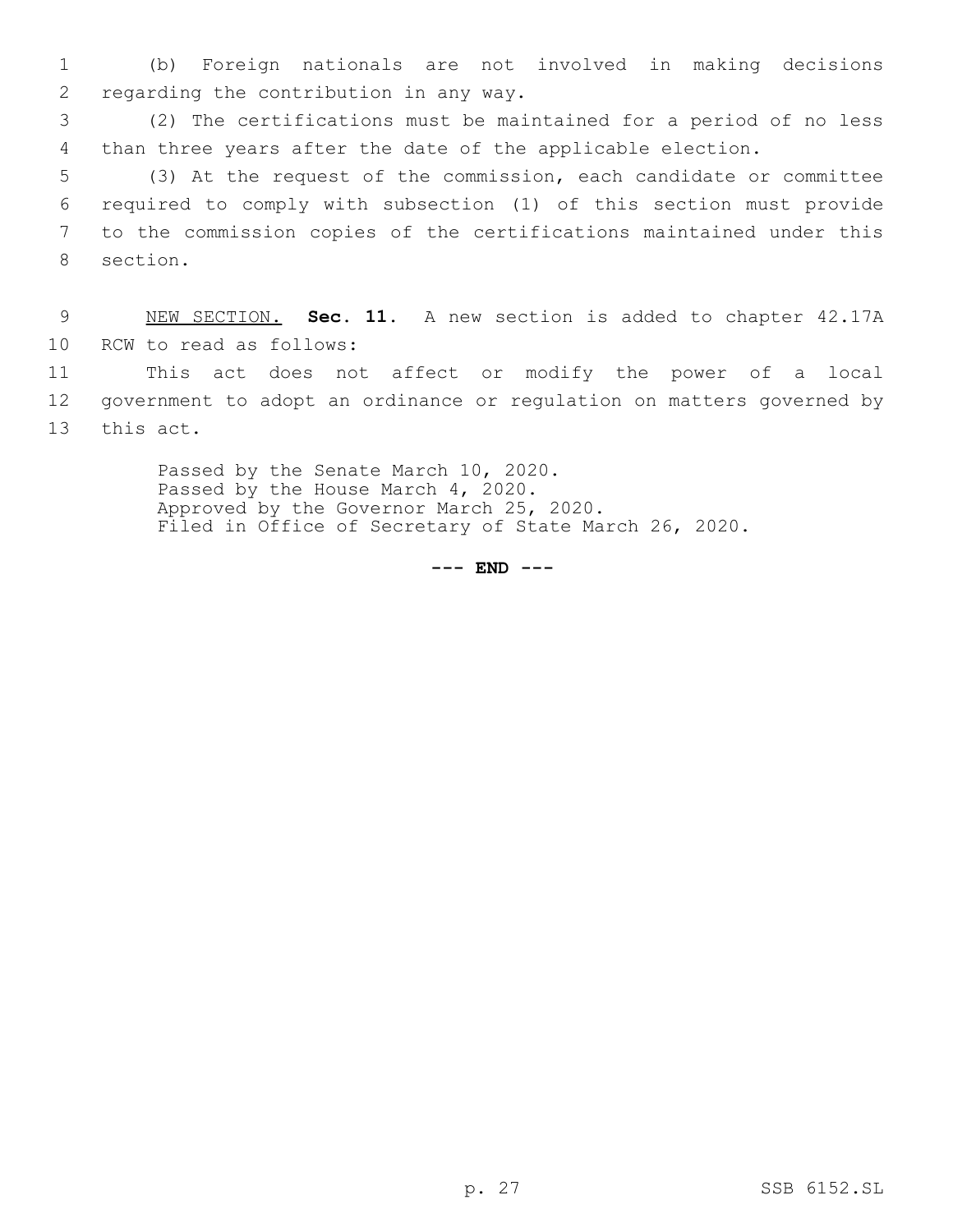(b) Foreign nationals are not involved in making decisions regarding the contribution in any way.

(2) The certifications must be maintained for a period of no less than three years after the date of the applicable election.

(3) At the request of the commission, each candidate or committee required to comply with subsection (1) of this section must provide to the commission copies of the certifications maintained under this section.

NEW SECTION. **Sec. 11.** A new section is added to chapter 42.17A RCW to read as follows:

This act does not affect or modify the power of a local government to adopt an ordinance or regulation on matters governed by this act.

Passed by the Senate March 10, 2020.
Passed by the House March 4, 2020.
Approved by the Governor March 25, 2020.
Filed in Office of Secretary of State March 26, 2020.

**--- END ---**